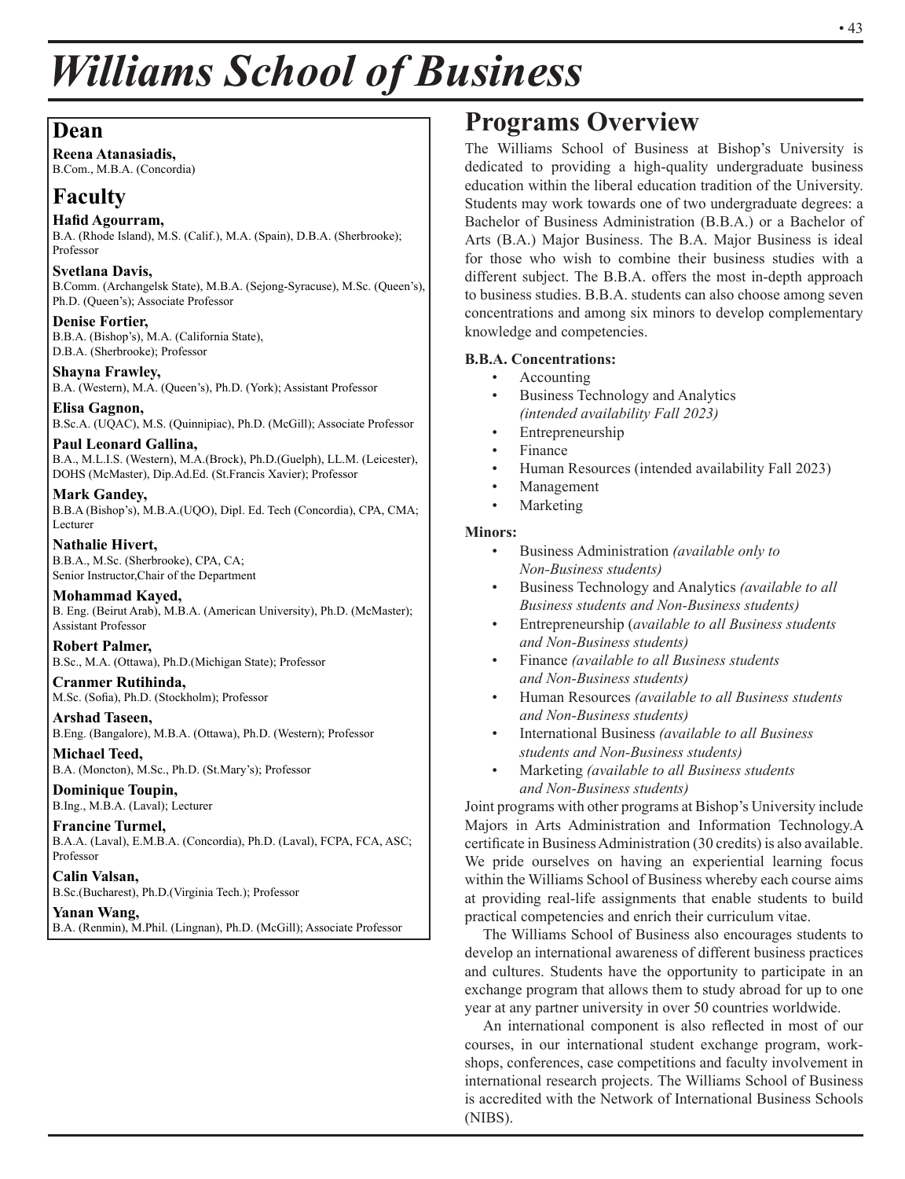# Williams School of Business

## Dean

**Reena Atanasiadis,**
B.Com., M.B.A. (Concordia)

## Faculty

**Hafid Agourram,**
B.A. (Rhode Island), M.S. (Calif.), M.A. (Spain), D.B.A. (Sherbrooke); Professor

**Svetlana Davis,**
B.Comm. (Archangelsk State), M.B.A. (Sejong-Syracuse), M.Sc. (Queen's), Ph.D. (Queen's); Associate Professor

**Denise Fortier,**
B.B.A. (Bishop's), M.A. (California State), D.B.A. (Sherbrooke); Professor

**Shayna Frawley,**
B.A. (Western), M.A. (Queen's), Ph.D. (York); Assistant Professor

**Elisa Gagnon,**
B.Sc.A. (UQAC), M.S. (Quinnipiac), Ph.D. (McGill); Associate Professor

**Paul Leonard Gallina,**
B.A., M.L.I.S. (Western), M.A.(Brock), Ph.D.(Guelph), LL.M. (Leicester), DOHS (McMaster), Dip.Ad.Ed. (St.Francis Xavier); Professor

**Mark Gandey,**
B.B.A (Bishop's), M.B.A.(UQO), Dipl. Ed. Tech (Concordia), CPA, CMA; Lecturer

**Nathalie Hivert,**
B.B.A., M.Sc. (Sherbrooke), CPA, CA; Senior Instructor,Chair of the Department

**Mohammad Kayed,**
B. Eng. (Beirut Arab), M.B.A. (American University), Ph.D. (McMaster); Assistant Professor

**Robert Palmer,**
B.Sc., M.A. (Ottawa), Ph.D.(Michigan State); Professor

**Cranmer Rutihinda,**
M.Sc. (Sofia), Ph.D. (Stockholm); Professor

**Arshad Taseen,**
B.Eng. (Bangalore), M.B.A. (Ottawa), Ph.D. (Western); Professor

**Michael Teed,**
B.A. (Moncton), M.Sc., Ph.D. (St.Mary's); Professor

**Dominique Toupin,**
B.Ing., M.B.A. (Laval); Lecturer

**Francine Turmel,**
B.A.A. (Laval), E.M.B.A. (Concordia), Ph.D. (Laval), FCPA, FCA, ASC; Professor

**Calin Valsan,**
B.Sc.(Bucharest), Ph.D.(Virginia Tech.); Professor

**Yanan Wang,**
B.A. (Renmin), M.Phil. (Lingnan), Ph.D. (McGill); Associate Professor

## Programs Overview

The Williams School of Business at Bishop's University is dedicated to providing a high-quality undergraduate business education within the liberal education tradition of the University. Students may work towards one of two undergraduate degrees: a Bachelor of Business Administration (B.B.A.) or a Bachelor of Arts (B.A.) Major Business. The B.A. Major Business is ideal for those who wish to combine their business studies with a different subject. The B.B.A. offers the most in-depth approach to business studies. B.B.A. students can also choose among seven concentrations and among six minors to develop complementary knowledge and competencies.

**B.B.A. Concentrations:**

- Accounting
- Business Technology and Analytics *(intended availability Fall 2023)*
- Entrepreneurship
- Finance
- Human Resources (intended availability Fall 2023)
- Management
- Marketing

**Minors:**

- Business Administration *(available only to Non-Business students)*
- Business Technology and Analytics *(available to all Business students and Non-Business students)*
- Entrepreneurship (*available to all Business students and Non-Business students)*
- Finance *(available to all Business students and Non-Business students)*
- Human Resources *(available to all Business students and Non-Business students)*
- International Business *(available to all Business students and Non-Business students)*
- Marketing *(available to all Business students and Non-Business students)*

Joint programs with other programs at Bishop's University include Majors in Arts Administration and Information Technology.A certificate in Business Administration (30 credits) is also available. We pride ourselves on having an experiential learning focus within the Williams School of Business whereby each course aims at providing real-life assignments that enable students to build practical competencies and enrich their curriculum vitae.

The Williams School of Business also encourages students to develop an international awareness of different business practices and cultures. Students have the opportunity to participate in an exchange program that allows them to study abroad for up to one year at any partner university in over 50 countries worldwide.

An international component is also reflected in most of our courses, in our international student exchange program, workshops, conferences, case competitions and faculty involvement in international research projects. The Williams School of Business is accredited with the Network of International Business Schools (NIBS).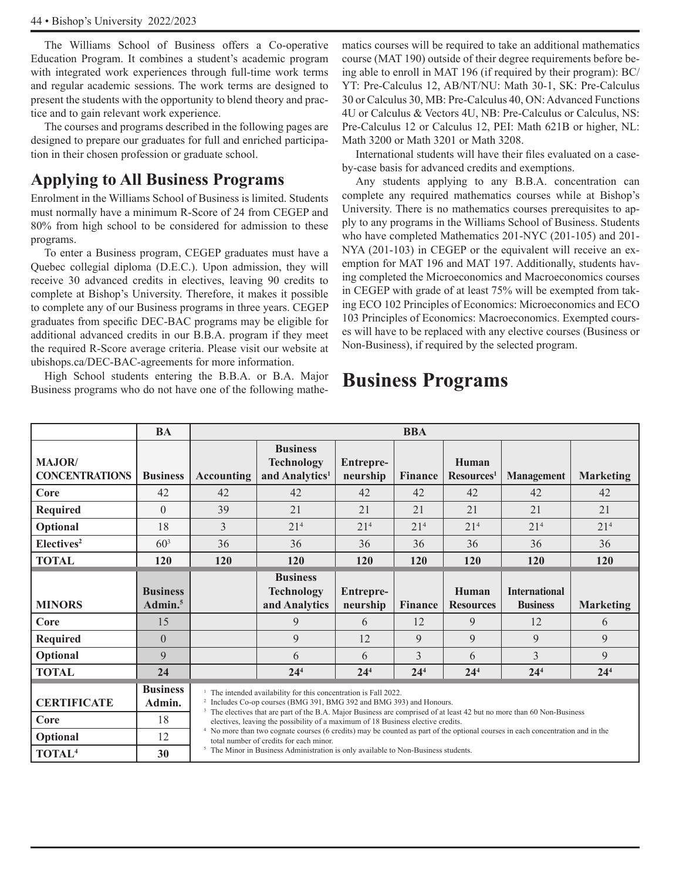The Williams School of Business offers a Co-operative Education Program. It combines a student's academic program with integrated work experiences through full-time work terms and regular academic sessions. The work terms are designed to present the students with the opportunity to blend theory and practice and to gain relevant work experience.

The courses and programs described in the following pages are designed to prepare our graduates for full and enriched participation in their chosen profession or graduate school.

## Applying to All Business Programs

Enrolment in the Williams School of Business is limited. Students must normally have a minimum R-Score of 24 from CEGEP and 80% from high school to be considered for admission to these programs.

To enter a Business program, CEGEP graduates must have a Quebec collegial diploma (D.E.C.). Upon admission, they will receive 30 advanced credits in electives, leaving 90 credits to complete at Bishop's University. Therefore, it makes it possible to complete any of our Business programs in three years. CEGEP graduates from specific DEC-BAC programs may be eligible for additional advanced credits in our B.B.A. program if they meet the required R-Score average criteria. Please visit our website at ubishops.ca/DEC-BAC-agreements for more information.

High School students entering the B.B.A. or B.A. Major Business programs who do not have one of the following mathematics courses will be required to take an additional mathematics course (MAT 190) outside of their degree requirements before being able to enroll in MAT 196 (if required by their program): BC/YT: Pre-Calculus 12, AB/NT/NU: Math 30-1, SK: Pre-Calculus 30 or Calculus 30, MB: Pre-Calculus 40, ON: Advanced Functions 4U or Calculus & Vectors 4U, NB: Pre-Calculus or Calculus, NS: Pre-Calculus 12 or Calculus 12, PEI: Math 621B or higher, NL: Math 3200 or Math 3201 or Math 3208.

International students will have their files evaluated on a case-by-case basis for advanced credits and exemptions.

Any students applying to any B.B.A. concentration can complete any required mathematics courses while at Bishop's University. There is no mathematics courses prerequisites to apply to any programs in the Williams School of Business. Students who have completed Mathematics 201-NYC (201-105) and 201-NYA (201-103) in CEGEP or the equivalent will receive an exemption for MAT 196 and MAT 197. Additionally, students having completed the Microeconomics and Macroeconomics courses in CEGEP with grade of at least 75% will be exempted from taking ECO 102 Principles of Economics: Microeconomics and ECO 103 Principles of Economics: Macroeconomics. Exempted courses will have to be replaced with any elective courses (Business or Non-Business), if required by the selected program.

# Business Programs

| | BA | BBA | | | | | | |
|---|---|---|---|---|---|---|---|---|
| **MAJOR/ CONCENTRATIONS** | **Business** | **Accounting** | **Business Technology and Analytics[1]** | **Entrepreneurship** | **Finance** | **Human Resources[1]** | **Management** | **Marketing** |
| **Core** | 42 | 42 | 42 | 42 | 42 | 42 | 42 | 42 |
| **Required** | 0 | 39 | 21 | 21 | 21 | 21 | 21 | 21 |
| **Optional** | 18 | 3 | 21[4] | 21[4] | 21[4] | 21[4] | 21[4] | 21[4] |
| **Electives[2]** | 60[3] | 36 | 36 | 36 | 36 | 36 | 36 | 36 |
| **TOTAL** | **120** | **120** | **120** | **120** | **120** | **120** | **120** | **120** |
| **MINORS** | **Business Admin.[5]** | | **Business Technology and Analytics** | **Entrepreneurship** | **Finance** | **Human Resources** | **International Business** | **Marketing** |
| **Core** | 15 | | 9 | 6 | 12 | 9 | 12 | 6 |
| **Required** | 0 | | 9 | 12 | 9 | 9 | 9 | 9 |
| **Optional** | 9 | | 6 | 6 | 3 | 6 | 3 | 9 |
| **TOTAL** | **24** | | **24[4]** | **24[4]** | **24[4]** | **24[4]** | **24[4]** | **24[4]** |
| **CERTIFICATE** | **Business Admin.** | | | | | | | |
| **Core** | 18 | | | | | | | |
| **Optional** | 12 | | | | | | | |
| **TOTAL[4]** | **30** | | | | | | | |

[1] The intended availability for this concentration is Fall 2022.
[2] Includes Co-op courses (BMG 391, BMG 392 and BMG 393) and Honours.
[3] The electives that are part of the B.A. Major Business are comprised of at least 42 but no more than 60 Non-Business electives, leaving the possibility of a maximum of 18 Business elective credits.
[4] No more than two cognate courses (6 credits) may be counted as part of the optional courses in each concentration and in the total number of credits for each minor.
[5] The Minor in Business Administration is only available to Non-Business students.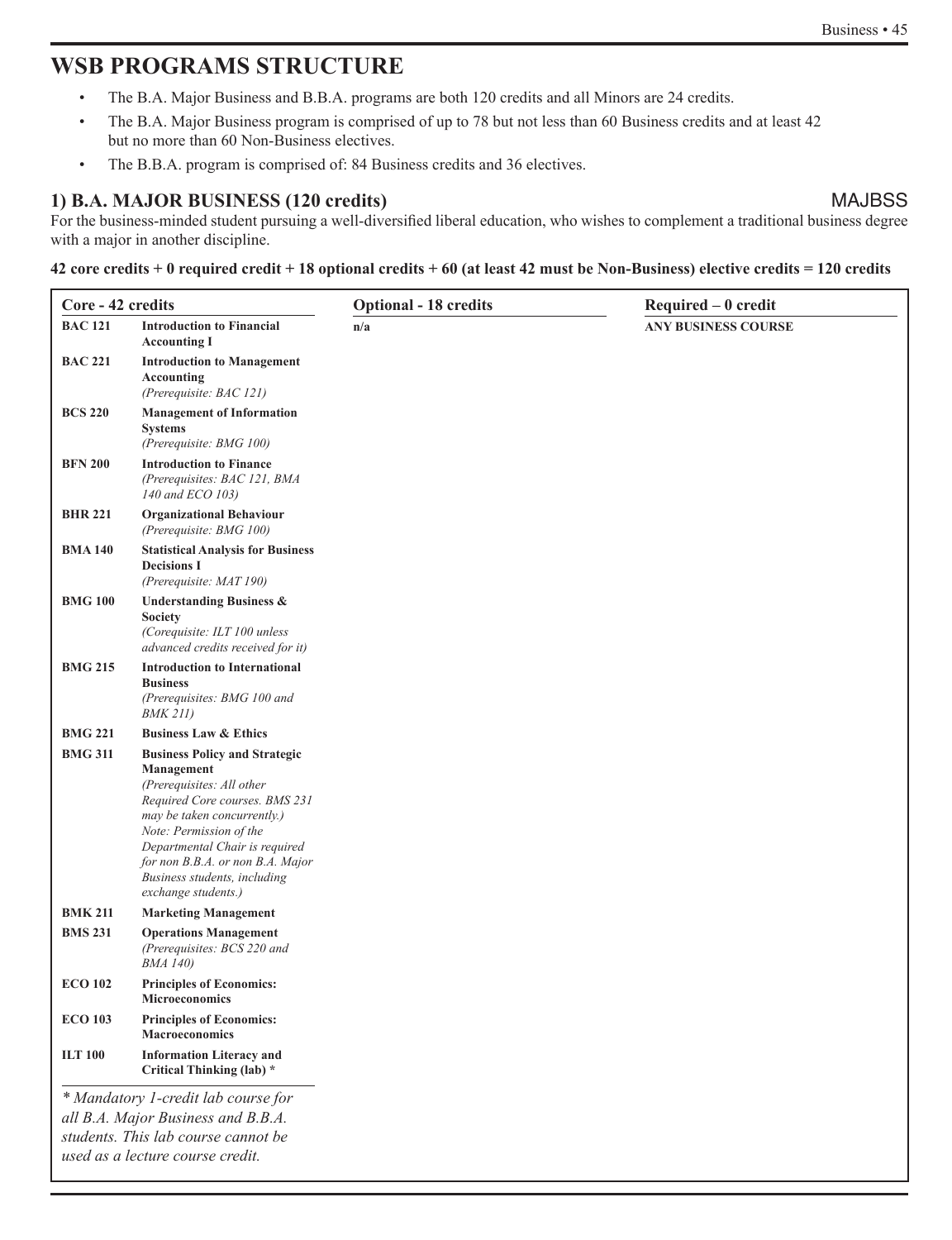# WSB PROGRAMS STRUCTURE

- The B.A. Major Business and B.B.A. programs are both 120 credits and all Minors are 24 credits.
- The B.A. Major Business program is comprised of up to 78 but not less than 60 Business credits and at least 42 but no more than 60 Non-Business electives.
- The B.B.A. program is comprised of: 84 Business credits and 36 electives.

## 1) B.A. MAJOR BUSINESS (120 credits) MAJBSS

For the business-minded student pursuing a well-diversified liberal education, who wishes to complement a traditional business degree with a major in another discipline.

**42 core credits + 0 required credit + 18 optional credits + 60 (at least 42 must be Non-Business) elective credits = 120 credits**

| Core - 42 credits | | Optional - 18 credits | Required – 0 credit |
|---|---|---|---|
| **BAC 121** | **Introduction to Financial Accounting I** | **n/a** | **ANY BUSINESS COURSE** |
| **BAC 221** | **Introduction to Management Accounting** *(Prerequisite: BAC 121)* | | |
| **BCS 220** | **Management of Information Systems** *(Prerequisite: BMG 100)* | | |
| **BFN 200** | **Introduction to Finance** *(Prerequisites: BAC 121, BMA 140 and ECO 103)* | | |
| **BHR 221** | **Organizational Behaviour** *(Prerequisite: BMG 100)* | | |
| **BMA 140** | **Statistical Analysis for Business Decisions I** *(Prerequisite: MAT 190)* | | |
| **BMG 100** | **Understanding Business & Society** *(Corequisite: ILT 100 unless advanced credits received for it)* | | |
| **BMG 215** | **Introduction to International Business** *(Prerequisites: BMG 100 and BMK 211)* | | |
| **BMG 221** | **Business Law & Ethics** | | |
| **BMG 311** | **Business Policy and Strategic Management** *(Prerequisites: All other Required Core courses. BMS 231 may be taken concurrently.) Note: Permission of the Departmental Chair is required for non B.B.A. or non B.A. Major Business students, including exchange students.)* | | |
| **BMK 211** | **Marketing Management** | | |
| **BMS 231** | **Operations Management** *(Prerequisites: BCS 220 and BMA 140)* | | |
| **ECO 102** | **Principles of Economics: Microeconomics** | | |
| **ECO 103** | **Principles of Economics: Macroeconomics** | | |
| **ILT 100** | **Information Literacy and Critical Thinking (lab) *** | | |

*\* Mandatory 1-credit lab course for all B.A. Major Business and B.B.A. students. This lab course cannot be used as a lecture course credit.*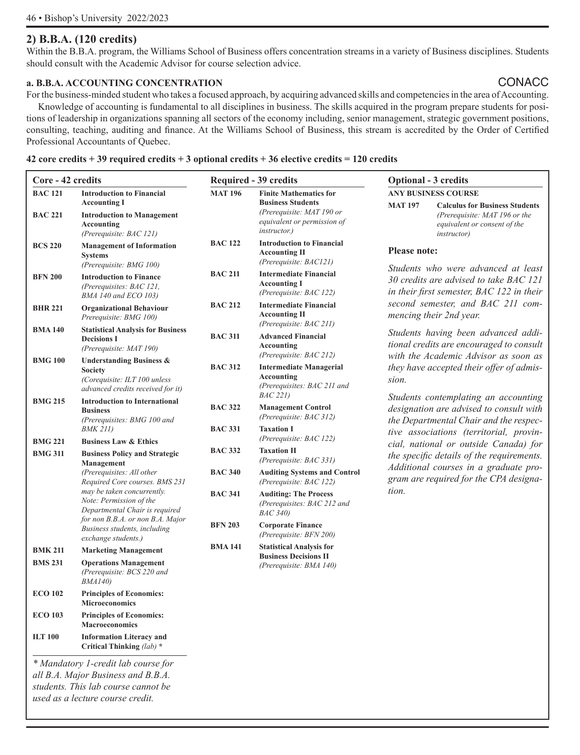## 2) B.B.A. (120 credits)

Within the B.B.A. program, the Williams School of Business offers concentration streams in a variety of Business disciplines. Students should consult with the Academic Advisor for course selection advice.

### a. B.B.A. ACCOUNTING CONCENTRATION — CONACC

For the business-minded student who takes a focused approach, by acquiring advanced skills and competencies in the area of Accounting.

Knowledge of accounting is fundamental to all disciplines in business. The skills acquired in the program prepare students for positions of leadership in organizations spanning all sectors of the economy including, senior management, strategic government positions, consulting, teaching, auditing and finance. At the Williams School of Business, this stream is accredited by the Order of Certified Professional Accountants of Quebec.

**42 core credits + 39 required credits + 3 optional credits + 36 elective credits = 120 credits**

#### Core - 42 credits

| Course | Title |
|---|---|
| **BAC 121** | **Introduction to Financial Accounting I** |
| **BAC 221** | **Introduction to Management Accounting** *(Prerequisite: BAC 121)* |
| **BCS 220** | **Management of Information Systems** *(Prerequisite: BMG 100)* |
| **BFN 200** | **Introduction to Finance** *(Prerequisites: BAC 121, BMA 140 and ECO 103)* |
| **BHR 221** | **Organizational Behaviour** *Prerequisite: BMG 100)* |
| **BMA 140** | **Statistical Analysis for Business Decisions I** *(Prerequisite: MAT 190)* |
| **BMG 100** | **Understanding Business & Society** *(Corequisite: ILT 100 unless advanced credits received for it)* |
| **BMG 215** | **Introduction to International Business** *(Prerequisites: BMG 100 and BMK 211)* |
| **BMG 221** | **Business Law & Ethics** |
| **BMG 311** | **Business Policy and Strategic Management** *(Prerequisites: All other Required Core courses. BMS 231 may be taken concurrently. Note: Permission of the Departmental Chair is required for non B.B.A. or non B.A. Major Business students, including exchange students.)* |
| **BMK 211** | **Marketing Management** |
| **BMS 231** | **Operations Management** *(Prerequisite: BCS 220 and BMA140)* |
| **ECO 102** | **Principles of Economics: Microeconomics** |
| **ECO 103** | **Principles of Economics: Macroeconomics** |
| **ILT 100** | **Information Literacy and Critical Thinking** *(lab)* * |

*\* Mandatory 1-credit lab course for all B.A. Major Business and B.B.A. students. This lab course cannot be used as a lecture course credit.*

#### Required - 39 credits

| Course | Title |
|---|---|
| **MAT 196** | **Finite Mathematics for Business Students** *(Prerequisite: MAT 190 or equivalent or permission of instructor.)* |
| **BAC 122** | **Introduction to Financial Accounting II** *(Prerequisite: BAC121)* |
| **BAC 211** | **Intermediate Financial Accounting I** *(Prerequisite: BAC 122)* |
| **BAC 212** | **Intermediate Financial Accounting II** *(Prerequisite: BAC 211)* |
| **BAC 311** | **Advanced Financial Accounting** *(Prerequisite: BAC 212)* |
| **BAC 312** | **Intermediate Managerial Accounting** *(Prerequisites: BAC 211 and BAC 221)* |
| **BAC 322** | **Management Control** *(Prerequisite: BAC 312)* |
| **BAC 331** | **Taxation I** *(Prerequisite: BAC 122)* |
| **BAC 332** | **Taxation II** *(Prerequisite: BAC 331)* |
| **BAC 340** | **Auditing Systems and Control** *(Prerequisite: BAC 122)* |
| **BAC 341** | **Auditing: The Process** *(Prerequisites: BAC 212 and BAC 340)* |
| **BFN 203** | **Corporate Finance** *(Prerequisite: BFN 200)* |
| **BMA 141** | **Statistical Analysis for Business Decisions II** *(Prerequisite: BMA 140)* |

#### Optional - 3 credits

**ANY BUSINESS COURSE**

| Course | Title |
|---|---|
| **MAT 197** | **Calculus for Business Students** *(Prerequisite: MAT 196 or the equivalent or consent of the instructor)* |

**Please note:**

*Students who were advanced at least 30 credits are advised to take BAC 121 in their first semester, BAC 122 in their second semester, and BAC 211 commencing their 2nd year.*

*Students having been advanced additional credits are encouraged to consult with the Academic Advisor as soon as they have accepted their offer of admission.*

*Students contemplating an accounting designation are advised to consult with the Departmental Chair and the respective associations (territorial, provincial, national or outside Canada) for the specific details of the requirements. Additional courses in a graduate program are required for the CPA designation.*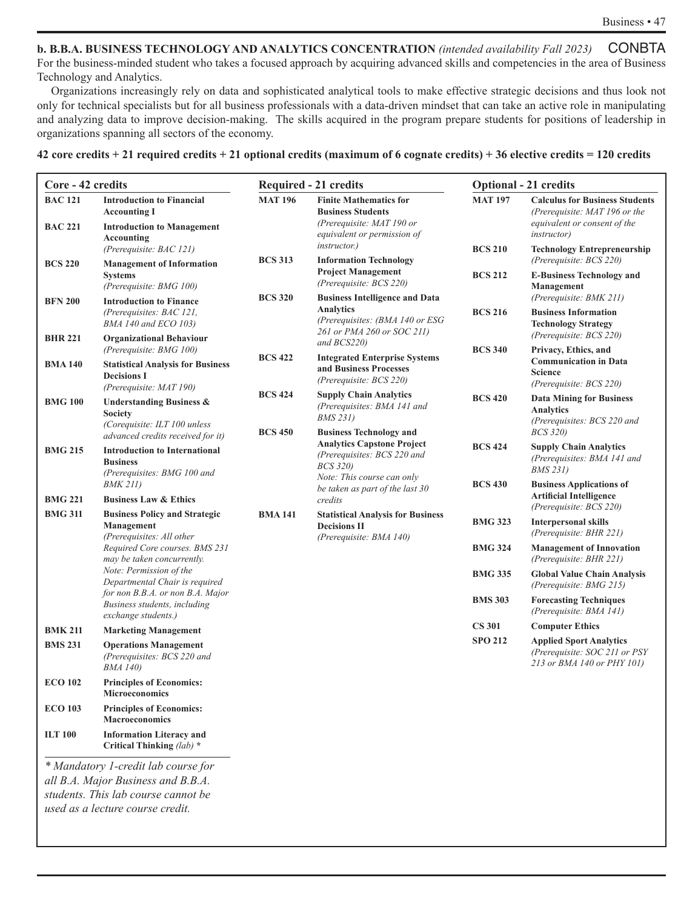**b. B.B.A. BUSINESS TECHNOLOGY AND ANALYTICS CONCENTRATION** *(intended availability Fall 2023)* CONBTA

For the business-minded student who takes a focused approach by acquiring advanced skills and competencies in the area of Business Technology and Analytics.

Organizations increasingly rely on data and sophisticated analytical tools to make effective strategic decisions and thus look not only for technical specialists but for all business professionals with a data-driven mindset that can take an active role in manipulating and analyzing data to improve decision-making. The skills acquired in the program prepare students for positions of leadership in organizations spanning all sectors of the economy.

**42 core credits + 21 required credits + 21 optional credits (maximum of 6 cognate credits) + 36 elective credits = 120 credits**

**Core - 42 credits**

| Course | Title |
|---|---|
| **BAC 121** | **Introduction to Financial Accounting I** |
| **BAC 221** | **Introduction to Management Accounting** *(Prerequisite: BAC 121)* |
| **BCS 220** | **Management of Information Systems** *(Prerequisite: BMG 100)* |
| **BFN 200** | **Introduction to Finance** *(Prerequisites: BAC 121, BMA 140 and ECO 103)* |
| **BHR 221** | **Organizational Behaviour** *(Prerequisite: BMG 100)* |
| **BMA 140** | **Statistical Analysis for Business Decisions I** *(Prerequisite: MAT 190)* |
| **BMG 100** | **Understanding Business & Society** *(Corequisite: ILT 100 unless advanced credits received for it)* |
| **BMG 215** | **Introduction to International Business** *(Prerequisites: BMG 100 and BMK 211)* |
| **BMG 221** | **Business Law & Ethics** |
| **BMG 311** | **Business Policy and Strategic Management** *(Prerequisites: All other Required Core courses. BMS 231 may be taken concurrently. Note: Permission of the Departmental Chair is required for non B.B.A. or non B.A. Major Business students, including exchange students.)* |
| **BMK 211** | **Marketing Management** |
| **BMS 231** | **Operations Management** *(Prerequisites: BCS 220 and BMA 140)* |
| **ECO 102** | **Principles of Economics: Microeconomics** |
| **ECO 103** | **Principles of Economics: Macroeconomics** |
| **ILT 100** | **Information Literacy and Critical Thinking** *(lab)* * |

*\* Mandatory 1-credit lab course for all B.A. Major Business and B.B.A. students. This lab course cannot be used as a lecture course credit.*

**Required - 21 credits**

| Course | Title |
|---|---|
| **MAT 196** | **Finite Mathematics for Business Students** *(Prerequisite: MAT 190 or equivalent or permission of instructor.)* |
| **BCS 313** | **Information Technology Project Management** *(Prerequisite: BCS 220)* |
| **BCS 320** | **Business Intelligence and Data Analytics** *(Prerequisites: (BMA 140 or ESG 261 or PMA 260 or SOC 211) and BCS220)* |
| **BCS 422** | **Integrated Enterprise Systems and Business Processes** *(Prerequisite: BCS 220)* |
| **BCS 424** | **Supply Chain Analytics** *(Prerequisites: BMA 141 and BMS 231)* |
| **BCS 450** | **Business Technology and Analytics Capstone Project** *(Prerequisites: BCS 220 and BCS 320) Note: This course can only be taken as part of the last 30 credits* |
| **BMA 141** | **Statistical Analysis for Business Decisions II** *(Prerequisite: BMA 140)* |

**Optional - 21 credits**

| Course | Title |
|---|---|
| **MAT 197** | **Calculus for Business Students** *(Prerequisite: MAT 196 or the equivalent or consent of the instructor)* |
| **BCS 210** | **Technology Entrepreneurship** *(Prerequisite: BCS 220)* |
| **BCS 212** | **E-Business Technology and Management** *(Prerequisite: BMK 211)* |
| **BCS 216** | **Business Information Technology Strategy** *(Prerequisite: BCS 220)* |
| **BCS 340** | **Privacy, Ethics, and Communication in Data Science** *(Prerequisite: BCS 220)* |
| **BCS 420** | **Data Mining for Business Analytics** *(Prerequisites: BCS 220 and BCS 320)* |
| **BCS 424** | **Supply Chain Analytics** *(Prerequisites: BMA 141 and BMS 231)* |
| **BCS 430** | **Business Applications of Artificial Intelligence** *(Prerequisite: BCS 220)* |
| **BMG 323** | **Interpersonal skills** *(Prerequisite: BHR 221)* |
| **BMG 324** | **Management of Innovation** *(Prerequisite: BHR 221)* |
| **BMG 335** | **Global Value Chain Analysis** *(Prerequisite: BMG 215)* |
| **BMS 303** | **Forecasting Techniques** *(Prerequisite: BMA 141)* |
| **CS 301** | **Computer Ethics** |
| **SPO 212** | **Applied Sport Analytics** *(Prerequisite: SOC 211 or PSY 213 or BMA 140 or PHY 101)* |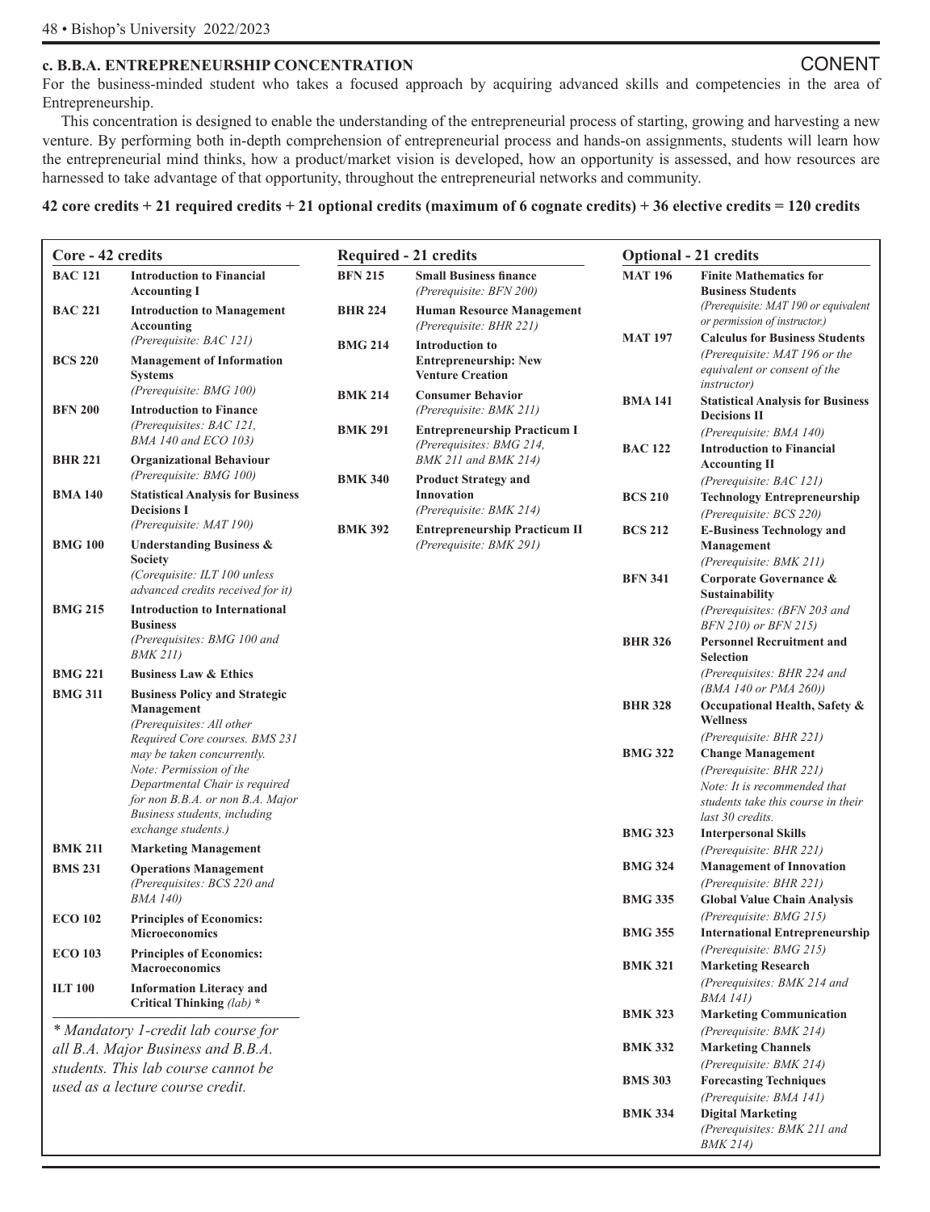### c. B.B.A. ENTREPRENEURSHIP CONCENTRATION

CONENT

For the business-minded student who takes a focused approach by acquiring advanced skills and competencies in the area of Entrepreneurship.

This concentration is designed to enable the understanding of the entrepreneurial process of starting, growing and harvesting a new venture. By performing both in-depth comprehension of entrepreneurial process and hands-on assignments, students will learn how the entrepreneurial mind thinks, how a product/market vision is developed, how an opportunity is assessed, and how resources are harnessed to take advantage of that opportunity, throughout the entrepreneurial networks and community.

**42 core credits + 21 required credits + 21 optional credits (maximum of 6 cognate credits) + 36 elective credits = 120 credits**

#### Core - 42 credits

| Course | Title |
| --- | --- |
| **BAC 121** | **Introduction to Financial Accounting I** |
| **BAC 221** | **Introduction to Management Accounting** *(Prerequisite: BAC 121)* |
| **BCS 220** | **Management of Information Systems** *(Prerequisite: BMG 100)* |
| **BFN 200** | **Introduction to Finance** *(Prerequisites: BAC 121, BMA 140 and ECO 103)* |
| **BHR 221** | **Organizational Behaviour** *(Prerequisite: BMG 100)* |
| **BMA 140** | **Statistical Analysis for Business Decisions I** *(Prerequisite: MAT 190)* |
| **BMG 100** | **Understanding Business & Society** *(Corequisite: ILT 100 unless advanced credits received for it)* |
| **BMG 215** | **Introduction to International Business** *(Prerequisites: BMG 100 and BMK 211)* |
| **BMG 221** | **Business Law & Ethics** |
| **BMG 311** | **Business Policy and Strategic Management** *(Prerequisites: All other Required Core courses. BMS 231 may be taken concurrently. Note: Permission of the Departmental Chair is required for non B.B.A. or non B.A. Major Business students, including exchange students.)* |
| **BMK 211** | **Marketing Management** |
| **BMS 231** | **Operations Management** *(Prerequisites: BCS 220 and BMA 140)* |
| **ECO 102** | **Principles of Economics: Microeconomics** |
| **ECO 103** | **Principles of Economics: Macroeconomics** |
| **ILT 100** | **Information Literacy and Critical Thinking** *(lab)* * |

*\* Mandatory 1-credit lab course for all B.A. Major Business and B.B.A. students. This lab course cannot be used as a lecture course credit.*

#### Required - 21 credits

| Course | Title |
| --- | --- |
| **BFN 215** | **Small Business finance** *(Prerequisite: BFN 200)* |
| **BHR 224** | **Human Resource Management** *(Prerequisite: BHR 221)* |
| **BMG 214** | **Introduction to Entrepreneurship: New Venture Creation** |
| **BMK 214** | **Consumer Behavior** *(Prerequisite: BMK 211)* |
| **BMK 291** | **Entrepreneurship Practicum I** *(Prerequisites: BMG 214, BMK 211 and BMK 214)* |
| **BMK 340** | **Product Strategy and Innovation** *(Prerequisite: BMK 214)* |
| **BMK 392** | **Entrepreneurship Practicum II** *(Prerequisite: BMK 291)* |

#### Optional - 21 credits

| Course | Title |
| --- | --- |
| **MAT 196** | **Finite Mathematics for Business Students** *(Prerequisite: MAT 190 or equivalent or permission of instructor.)* |
| **MAT 197** | **Calculus for Business Students** *(Prerequisite: MAT 196 or the equivalent or consent of the instructor)* |
| **BMA 141** | **Statistical Analysis for Business Decisions II** *(Prerequisite: BMA 140)* |
| **BAC 122** | **Introduction to Financial Accounting II** *(Prerequisite: BAC 121)* |
| **BCS 210** | **Technology Entrepreneurship** *(Prerequisite: BCS 220)* |
| **BCS 212** | **E-Business Technology and Management** *(Prerequisite: BMK 211)* |
| **BFN 341** | **Corporate Governance & Sustainability** *(Prerequisites: (BFN 203 and BFN 210) or BFN 215)* |
| **BHR 326** | **Personnel Recruitment and Selection** *(Prerequisites: BHR 224 and (BMA 140 or PMA 260))* |
| **BHR 328** | **Occupational Health, Safety & Wellness** *(Prerequisite: BHR 221)* |
| **BMG 322** | **Change Management** *(Prerequisite: BHR 221) Note: It is recommended that students take this course in their last 30 credits.* |
| **BMG 323** | **Interpersonal Skills** *(Prerequisite: BHR 221)* |
| **BMG 324** | **Management of Innovation** *(Prerequisite: BHR 221)* |
| **BMG 335** | **Global Value Chain Analysis** *(Prerequisite: BMG 215)* |
| **BMG 355** | **International Entrepreneurship** *(Prerequisite: BMG 215)* |
| **BMK 321** | **Marketing Research** *(Prerequisites: BMK 214 and BMA 141)* |
| **BMK 323** | **Marketing Communication** *(Prerequisite: BMK 214)* |
| **BMK 332** | **Marketing Channels** *(Prerequisite: BMK 214)* |
| **BMS 303** | **Forecasting Techniques** *(Prerequisite: BMA 141)* |
| **BMK 334** | **Digital Marketing** *(Prerequisites: BMK 211 and BMK 214)* |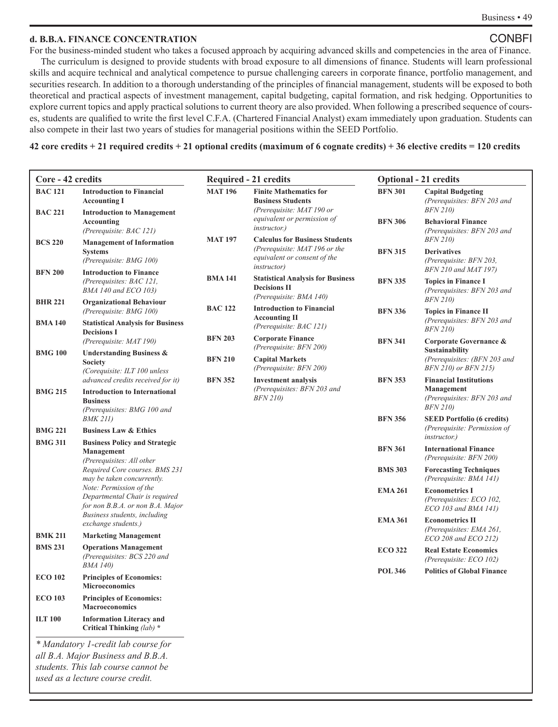## d. B.B.A. FINANCE CONCENTRATION

CONBFI

For the business-minded student who takes a focused approach by acquiring advanced skills and competencies in the area of Finance.

The curriculum is designed to provide students with broad exposure to all dimensions of finance. Students will learn professional skills and acquire technical and analytical competence to pursue challenging careers in corporate finance, portfolio management, and securities research. In addition to a thorough understanding of the principles of financial management, students will be exposed to both theoretical and practical aspects of investment management, capital budgeting, capital formation, and risk hedging. Opportunities to explore current topics and apply practical solutions to current theory are also provided. When following a prescribed sequence of courses, students are qualified to write the first level C.F.A. (Chartered Financial Analyst) exam immediately upon graduation. Students can also compete in their last two years of studies for managerial positions within the SEED Portfolio.

**42 core credits + 21 required credits + 21 optional credits (maximum of 6 cognate credits) + 36 elective credits = 120 credits**

### Core - 42 credits

**BAC 121** **Introduction to Financial Accounting I**

**BAC 221** **Introduction to Management Accounting**
*(Prerequisite: BAC 121)*

**BCS 220** **Management of Information Systems**
*(Prerequisite: BMG 100)*

**BFN 200** **Introduction to Finance**
*(Prerequisites: BAC 121, BMA 140 and ECO 103)*

**BHR 221** **Organizational Behaviour**
*(Prerequisite: BMG 100)*

**BMA 140** **Statistical Analysis for Business Decisions I**
*(Prerequisite: MAT 190)*

**BMG 100** **Understanding Business & Society**
*(Corequisite: ILT 100 unless advanced credits received for it)*

**BMG 215** **Introduction to International Business**
*(Prerequisites: BMG 100 and BMK 211)*

**BMG 221** **Business Law & Ethics**

**BMG 311** **Business Policy and Strategic Management**
*(Prerequisites: All other Required Core courses. BMS 231 may be taken concurrently. Note: Permission of the Departmental Chair is required for non B.B.A. or non B.A. Major Business students, including exchange students.)*

**BMK 211** **Marketing Management**

**BMS 231** **Operations Management**
*(Prerequisites: BCS 220 and BMA 140)*

**ECO 102** **Principles of Economics: Microeconomics**

**ECO 103** **Principles of Economics: Macroeconomics**

**ILT 100** **Information Literacy and Critical Thinking** *(lab)* **\***

*\* Mandatory 1-credit lab course for all B.A. Major Business and B.B.A. students. This lab course cannot be used as a lecture course credit.*

### Required - 21 credits

**MAT 196** **Finite Mathematics for Business Students**
*(Prerequisite: MAT 190 or equivalent or permission of instructor.)*

**MAT 197** **Calculus for Business Students**
*(Prerequisite: MAT 196 or the equivalent or consent of the instructor)*

**BMA 141** **Statistical Analysis for Business Decisions II**
*(Prerequisite: BMA 140)*

**BAC 122** **Introduction to Financial Accounting II**
*(Prerequisite: BAC 121)*

**BFN 203** **Corporate Finance**
*(Prerequisite: BFN 200)*

**BFN 210** **Capital Markets**
*(Prerequisite: BFN 200)*

**BFN 352** **Investment analysis**
*(Prerequisites: BFN 203 and BFN 210)*

### Optional - 21 credits

**BFN 301** **Capital Budgeting**
*(Prerequisites: BFN 203 and BFN 210)*

**BFN 306** **Behavioral Finance**
*(Prerequisites: BFN 203 and BFN 210)*

**BFN 315** **Derivatives**
*(Prerequisite: BFN 203, BFN 210 and MAT 197)*

**BFN 335** **Topics in Finance I**
*(Prerequisites: BFN 203 and BFN 210)*

**BFN 336** **Topics in Finance II**
*(Prerequisites: BFN 203 and BFN 210)*

**BFN 341** **Corporate Governance & Sustainability**
*(Prerequisites: (BFN 203 and BFN 210) or BFN 215)*

**BFN 353** **Financial Institutions Management**
*(Prerequisites: BFN 203 and BFN 210)*

**BFN 356** **SEED Portfolio (6 credits)**
*(Prerequisite: Permission of instructor.)*

**BFN 361** **International Finance**
*(Prerequisite: BFN 200)*

**BMS 303** **Forecasting Techniques**
*(Prerequisite: BMA 141)*

**EMA 261** **Econometrics I**
*(Prerequisites: ECO 102, ECO 103 and BMA 141)*

**EMA 361** **Econometrics II**
*(Prerequisites: EMA 261, ECO 208 and ECO 212)*

**ECO 322** **Real Estate Economics**
*(Prerequisite: ECO 102)*

**POL 346** **Politics of Global Finance**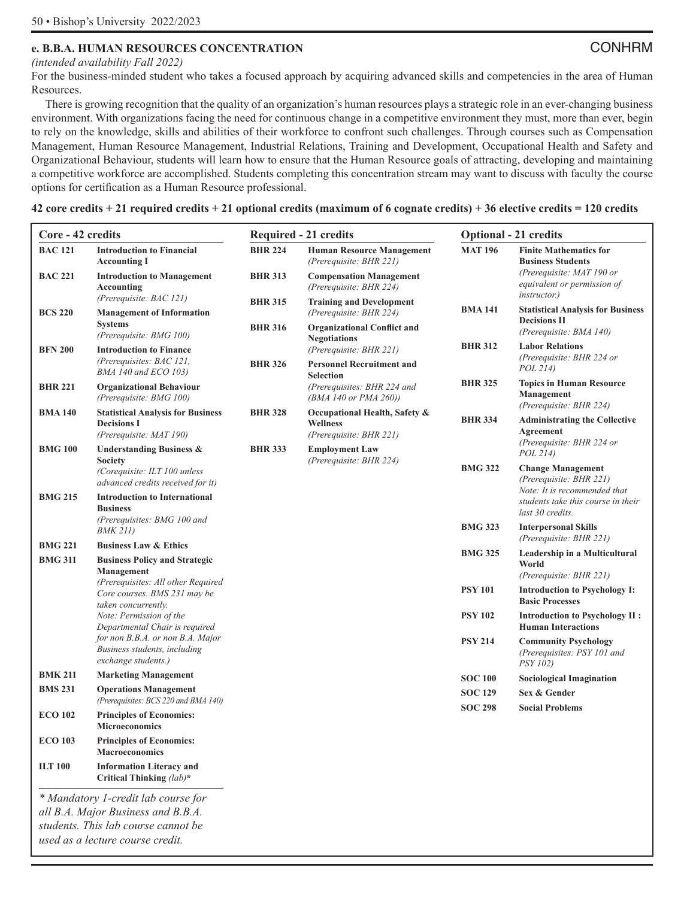## e. B.B.A. HUMAN RESOURCES CONCENTRATION

CONHRM

*(intended availability Fall 2022)*

For the business-minded student who takes a focused approach by acquiring advanced skills and competencies in the area of Human Resources.

There is growing recognition that the quality of an organization's human resources plays a strategic role in an ever-changing business environment. With organizations facing the need for continuous change in a competitive environment they must, more than ever, begin to rely on the knowledge, skills and abilities of their workforce to confront such challenges. Through courses such as Compensation Management, Human Resource Management, Industrial Relations, Training and Development, Occupational Health and Safety and Organizational Behaviour, students will learn how to ensure that the Human Resource goals of attracting, developing and maintaining a competitive workforce are accomplished. Students completing this concentration stream may want to discuss with faculty the course options for certification as a Human Resource professional.

**42 core credits + 21 required credits + 21 optional credits (maximum of 6 cognate credits) + 36 elective credits = 120 credits**

### Core - 42 credits

| Course | Title |
|---|---|
| **BAC 121** | **Introduction to Financial Accounting I** |
| **BAC 221** | **Introduction to Management Accounting** *(Prerequisite: BAC 121)* |
| **BCS 220** | **Management of Information Systems** *(Prerequisite: BMG 100)* |
| **BFN 200** | **Introduction to Finance** *(Prerequisites: BAC 121, BMA 140 and ECO 103)* |
| **BHR 221** | **Organizational Behaviour** *(Prerequisite: BMG 100)* |
| **BMA 140** | **Statistical Analysis for Business Decisions I** *(Prerequisite: MAT 190)* |
| **BMG 100** | **Understanding Business & Society** *(Corequisite: ILT 100 unless advanced credits received for it)* |
| **BMG 215** | **Introduction to International Business** *(Prerequisites: BMG 100 and BMK 211)* |
| **BMG 221** | **Business Law & Ethics** |
| **BMG 311** | **Business Policy and Strategic Management** *(Prerequisites: All other Required Core courses. BMS 231 may be taken concurrently. Note: Permission of the Departmental Chair is required for non B.B.A. or non B.A. Major Business students, including exchange students.)* |
| **BMK 211** | **Marketing Management** |
| **BMS 231** | **Operations Management** *(Prerequisites: BCS 220 and BMA 140)* |
| **ECO 102** | **Principles of Economics: Microeconomics** |
| **ECO 103** | **Principles of Economics: Macroeconomics** |
| **ILT 100** | **Information Literacy and Critical Thinking** *(lab)*\* |

*\* Mandatory 1-credit lab course for all B.A. Major Business and B.B.A. students. This lab course cannot be used as a lecture course credit.*

### Required - 21 credits

| Course | Title |
|---|---|
| **BHR 224** | **Human Resource Management** *(Prerequisite: BHR 221)* |
| **BHR 313** | **Compensation Management** *(Prerequisite: BHR 224)* |
| **BHR 315** | **Training and Development** *(Prerequisite: BHR 224)* |
| **BHR 316** | **Organizational Conflict and Negotiations** *(Prerequisite: BHR 221)* |
| **BHR 326** | **Personnel Recruitment and Selection** *(Prerequisites: BHR 224 and (BMA 140 or PMA 260))* |
| **BHR 328** | **Occupational Health, Safety & Wellness** *(Prerequisite: BHR 221)* |
| **BHR 333** | **Employment Law** *(Prerequisite: BHR 224)* |

### Optional - 21 credits

| Course | Title |
|---|---|
| **MAT 196** | **Finite Mathematics for Business Students** *(Prerequisite: MAT 190 or equivalent or permission of instructor.)* |
| **BMA 141** | **Statistical Analysis for Business Decisions II** *(Prerequisite: BMA 140)* |
| **BHR 312** | **Labor Relations** *(Prerequisite: BHR 224 or POL 214)* |
| **BHR 325** | **Topics in Human Resource Management** *(Prerequisite: BHR 224)* |
| **BHR 334** | **Administrating the Collective Agreement** *(Prerequisite: BHR 224 or POL 214)* |
| **BMG 322** | **Change Management** *(Prerequisite: BHR 221) Note: It is recommended that students take this course in their last 30 credits.* |
| **BMG 323** | **Interpersonal Skills** *(Prerequisite: BHR 221)* |
| **BMG 325** | **Leadership in a Multicultural World** *(Prerequisite: BHR 221)* |
| **PSY 101** | **Introduction to Psychology I: Basic Processes** |
| **PSY 102** | **Introduction to Psychology II : Human Interactions** |
| **PSY 214** | **Community Psychology** *(Prerequisites: PSY 101 and PSY 102)* |
| **SOC 100** | **Sociological Imagination** |
| **SOC 129** | **Sex & Gender** |
| **SOC 298** | **Social Problems** |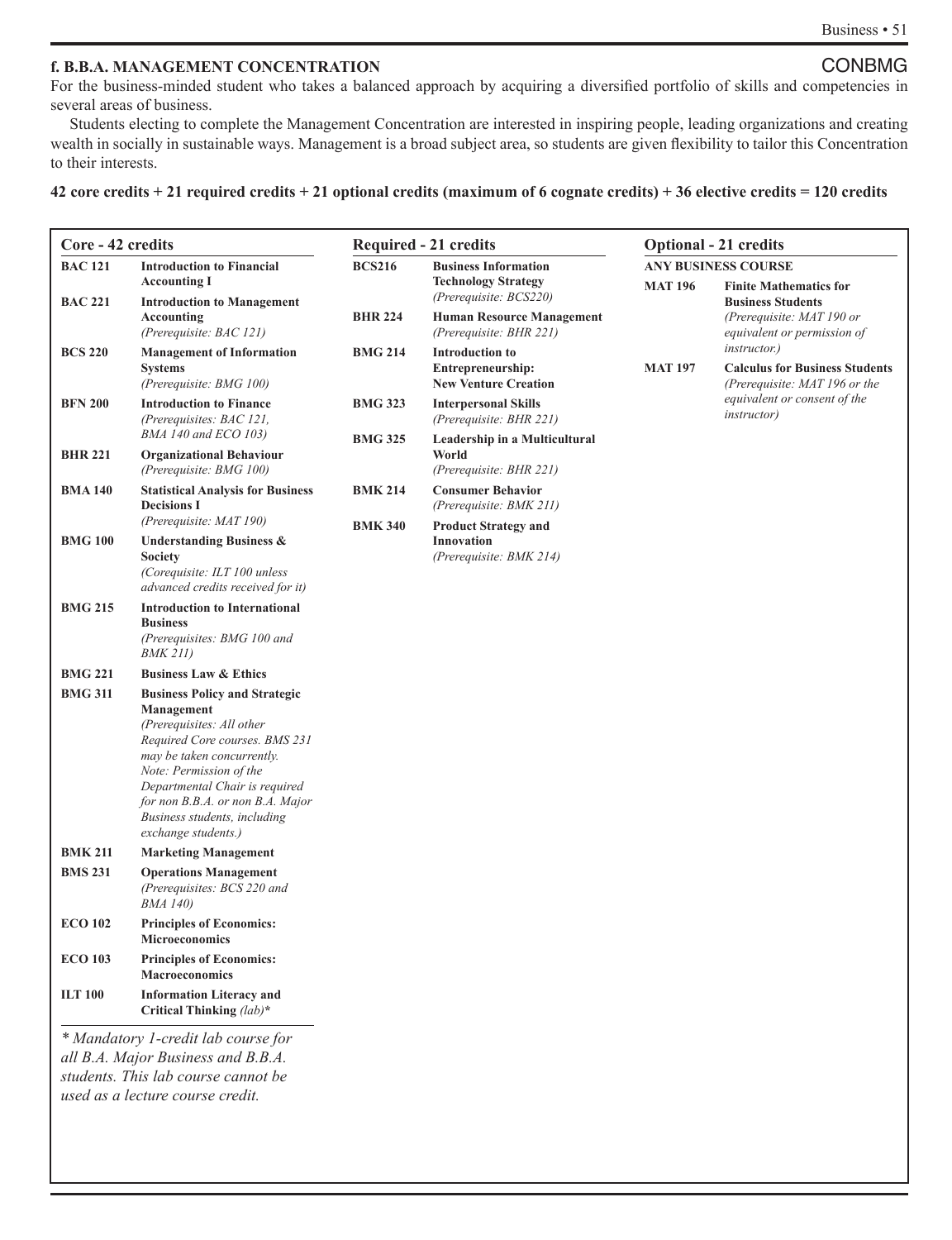## f. B.B.A. MANAGEMENT CONCENTRATION

CONBMG

For the business-minded student who takes a balanced approach by acquiring a diversified portfolio of skills and competencies in several areas of business.

Students electing to complete the Management Concentration are interested in inspiring people, leading organizations and creating wealth in socially in sustainable ways. Management is a broad subject area, so students are given flexibility to tailor this Concentration to their interests.

**42 core credits + 21 required credits + 21 optional credits (maximum of 6 cognate credits) + 36 elective credits = 120 credits**

### Core - 42 credits

| Course | Title |
|---|---|
| **BAC 121** | **Introduction to Financial Accounting I** |
| **BAC 221** | **Introduction to Management Accounting** *(Prerequisite: BAC 121)* |
| **BCS 220** | **Management of Information Systems** *(Prerequisite: BMG 100)* |
| **BFN 200** | **Introduction to Finance** *(Prerequisites: BAC 121, BMA 140 and ECO 103)* |
| **BHR 221** | **Organizational Behaviour** *(Prerequisite: BMG 100)* |
| **BMA 140** | **Statistical Analysis for Business Decisions I** *(Prerequisite: MAT 190)* |
| **BMG 100** | **Understanding Business & Society** *(Corequisite: ILT 100 unless advanced credits received for it)* |
| **BMG 215** | **Introduction to International Business** *(Prerequisites: BMG 100 and BMK 211)* |
| **BMG 221** | **Business Law & Ethics** |
| **BMG 311** | **Business Policy and Strategic Management** *(Prerequisites: All other Required Core courses. BMS 231 may be taken concurrently. Note: Permission of the Departmental Chair is required for non B.B.A. or non B.A. Major Business students, including exchange students.)* |
| **BMK 211** | **Marketing Management** |
| **BMS 231** | **Operations Management** *(Prerequisites: BCS 220 and BMA 140)* |
| **ECO 102** | **Principles of Economics: Microeconomics** |
| **ECO 103** | **Principles of Economics: Macroeconomics** |
| **ILT 100** | **Information Literacy and Critical Thinking** *(lab)***\*** |

*\* Mandatory 1-credit lab course for all B.A. Major Business and B.B.A. students. This lab course cannot be used as a lecture course credit.*

### Required - 21 credits

| Course | Title |
|---|---|
| **BCS216** | **Business Information Technology Strategy** *(Prerequisite: BCS220)* |
| **BHR 224** | **Human Resource Management** *(Prerequisite: BHR 221)* |
| **BMG 214** | **Introduction to Entrepreneurship: New Venture Creation** |
| **BMG 323** | **Interpersonal Skills** *(Prerequisite: BHR 221)* |
| **BMG 325** | **Leadership in a Multicultural World** *(Prerequisite: BHR 221)* |
| **BMK 214** | **Consumer Behavior** *(Prerequisite: BMK 211)* |
| **BMK 340** | **Product Strategy and Innovation** *(Prerequisite: BMK 214)* |

### Optional - 21 credits

**ANY BUSINESS COURSE**

| Course | Title |
|---|---|
| **MAT 196** | **Finite Mathematics for Business Students** *(Prerequisite: MAT 190 or equivalent or permission of instructor.)* |
| **MAT 197** | **Calculus for Business Students** *(Prerequisite: MAT 196 or the equivalent or consent of the instructor)* |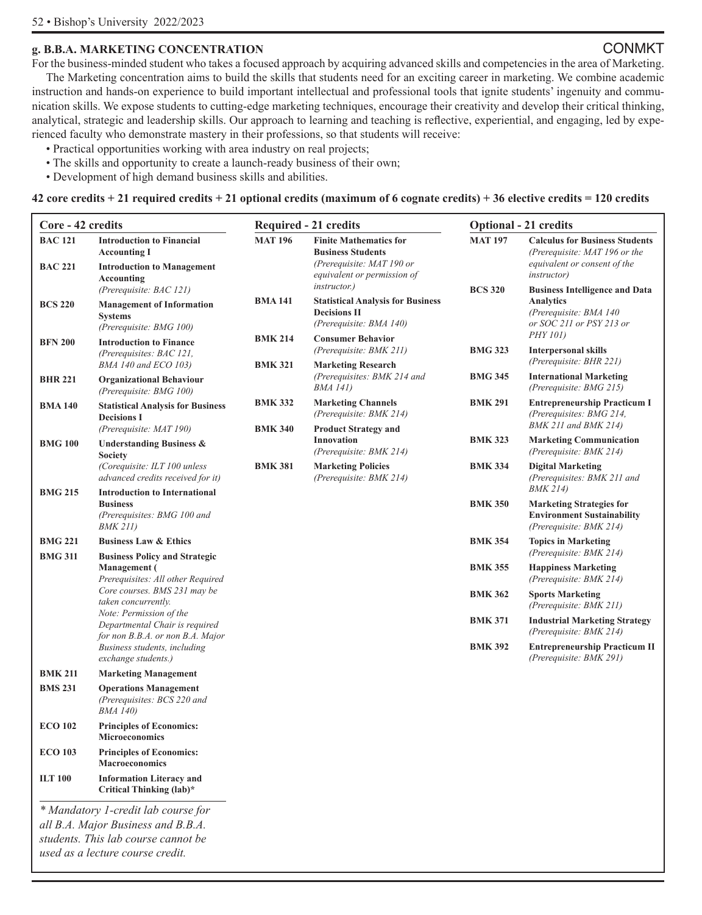### g. B.B.A. MARKETING CONCENTRATION

CONMKT

For the business-minded student who takes a focused approach by acquiring advanced skills and competencies in the area of Marketing.

The Marketing concentration aims to build the skills that students need for an exciting career in marketing. We combine academic instruction and hands-on experience to build important intellectual and professional tools that ignite students' ingenuity and communication skills. We expose students to cutting-edge marketing techniques, encourage their creativity and develop their critical thinking, analytical, strategic and leadership skills. Our approach to learning and teaching is reflective, experiential, and engaging, led by experienced faculty who demonstrate mastery in their professions, so that students will receive:

- Practical opportunities working with area industry on real projects;
- The skills and opportunity to create a launch-ready business of their own;
- Development of high demand business skills and abilities.

**42 core credits + 21 required credits + 21 optional credits (maximum of 6 cognate credits) + 36 elective credits = 120 credits**

**Core - 42 credits**

| | |
|---|---|
| **BAC 121** | **Introduction to Financial Accounting I** |
| **BAC 221** | **Introduction to Management Accounting** *(Prerequisite: BAC 121)* |
| **BCS 220** | **Management of Information Systems** *(Prerequisite: BMG 100)* |
| **BFN 200** | **Introduction to Finance** *(Prerequisites: BAC 121, BMA 140 and ECO 103)* |
| **BHR 221** | **Organizational Behaviour** *(Prerequisite: BMG 100)* |
| **BMA 140** | **Statistical Analysis for Business Decisions I** *(Prerequisite: MAT 190)* |
| **BMG 100** | **Understanding Business & Society** *(Corequisite: ILT 100 unless advanced credits received for it)* |
| **BMG 215** | **Introduction to International Business** *(Prerequisites: BMG 100 and BMK 211)* |
| **BMG 221** | **Business Law & Ethics** |
| **BMG 311** | **Business Policy and Strategic Management (** *Prerequisites: All other Required Core courses. BMS 231 may be taken concurrently. Note: Permission of the Departmental Chair is required for non B.B.A. or non B.A. Major Business students, including exchange students.)* |
| **BMK 211** | **Marketing Management** |
| **BMS 231** | **Operations Management** *(Prerequisites: BCS 220 and BMA 140)* |
| **ECO 102** | **Principles of Economics: Microeconomics** |
| **ECO 103** | **Principles of Economics: Macroeconomics** |
| **ILT 100** | **Information Literacy and Critical Thinking (lab)*** |

*\* Mandatory 1-credit lab course for all B.A. Major Business and B.B.A. students. This lab course cannot be used as a lecture course credit.*

**Required - 21 credits**

| | |
|---|---|
| **MAT 196** | **Finite Mathematics for Business Students** *(Prerequisite: MAT 190 or equivalent or permission of instructor.)* |
| **BMA 141** | **Statistical Analysis for Business Decisions II** *(Prerequisite: BMA 140)* |
| **BMK 214** | **Consumer Behavior** *(Prerequisite: BMK 211)* |
| **BMK 321** | **Marketing Research** *(Prerequisites: BMK 214 and BMA 141)* |
| **BMK 332** | **Marketing Channels** *(Prerequisite: BMK 214)* |
| **BMK 340** | **Product Strategy and Innovation** *(Prerequisite: BMK 214)* |
| **BMK 381** | **Marketing Policies** *(Prerequisite: BMK 214)* |

**Optional - 21 credits**

| | |
|---|---|
| **MAT 197** | **Calculus for Business Students** *(Prerequisite: MAT 196 or the equivalent or consent of the instructor)* |
| **BCS 320** | **Business Intelligence and Data Analytics** *(Prerequisite: BMA 140 or SOC 211 or PSY 213 or PHY 101)* |
| **BMG 323** | **Interpersonal skills** *(Prerequisite: BHR 221)* |
| **BMG 345** | **International Marketing** *(Prerequisite: BMG 215)* |
| **BMK 291** | **Entrepreneurship Practicum I** *(Prerequisites: BMG 214, BMK 211 and BMK 214)* |
| **BMK 323** | **Marketing Communication** *(Prerequisite: BMK 214)* |
| **BMK 334** | **Digital Marketing** *(Prerequisites: BMK 211 and BMK 214)* |
| **BMK 350** | **Marketing Strategies for Environment Sustainability** *(Prerequisite: BMK 214)* |
| **BMK 354** | **Topics in Marketing** *(Prerequisite: BMK 214)* |
| **BMK 355** | **Happiness Marketing** *(Prerequisite: BMK 214)* |
| **BMK 362** | **Sports Marketing** *(Prerequisite: BMK 211)* |
| **BMK 371** | **Industrial Marketing Strategy** *(Prerequisite: BMK 214)* |
| **BMK 392** | **Entrepreneurship Practicum II** *(Prerequisite: BMK 291)* |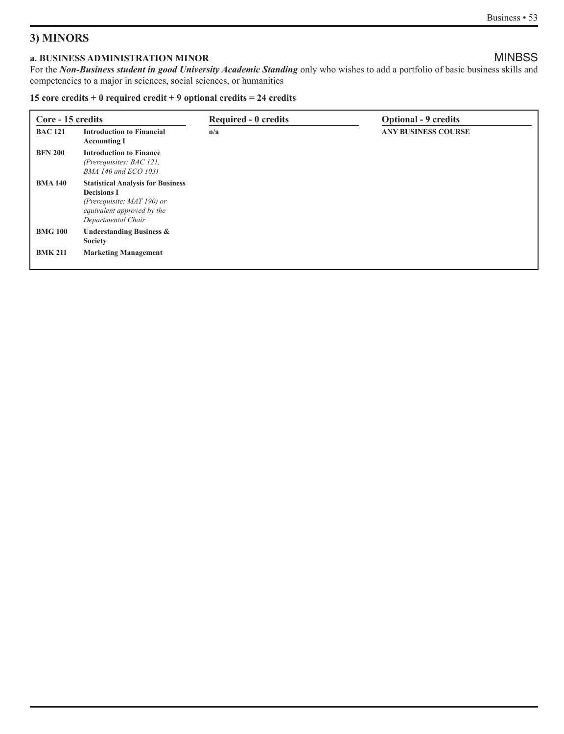## 3) MINORS

### a. BUSINESS ADMINISTRATION MINOR — MINBSS

For the ***Non-Business student in good University Academic Standing*** only who wishes to add a portfolio of basic business skills and competencies to a major in sciences, social sciences, or humanities

**15 core credits + 0 required credit + 9 optional credits = 24 credits**

| Core - 15 credits | | Required - 0 credits | Optional - 9 credits |
|---|---|---|---|
| **BAC 121** | **Introduction to Financial Accounting I** | **n/a** | **ANY BUSINESS COURSE** |
| **BFN 200** | **Introduction to Finance** *(Prerequisites: BAC 121, BMA 140 and ECO 103)* | | |
| **BMA 140** | **Statistical Analysis for Business Decisions I** *(Prerequisite: MAT 190) or equivalent approved by the Departmental Chair* | | |
| **BMG 100** | **Understanding Business & Society** | | |
| **BMK 211** | **Marketing Management** | | |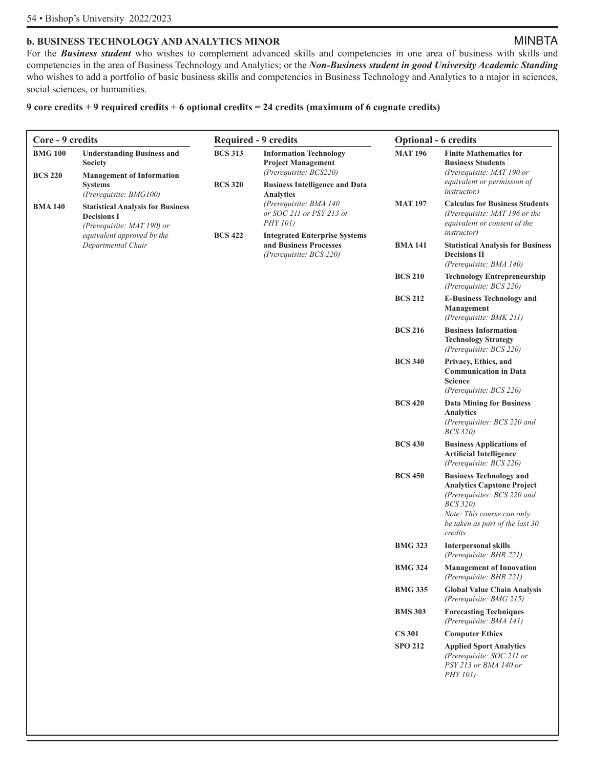### b. BUSINESS TECHNOLOGY AND ANALYTICS MINOR

MINBTA

For the ***Business student*** who wishes to complement advanced skills and competencies in one area of business with skills and competencies in the area of Business Technology and Analytics; or the ***Non-Business student in good University Academic Standing*** who wishes to add a portfolio of basic business skills and competencies in Business Technology and Analytics to a major in sciences, social sciences, or humanities.

**9 core credits + 9 required credits + 6 optional credits = 24 credits (maximum of 6 cognate credits)**

**Core - 9 credits**

| Course | Title |
|---|---|
| **BMG 100** | **Understanding Business and Society** |
| **BCS 220** | **Management of Information Systems** *(Prerequisite: BMG100)* |
| **BMA 140** | **Statistical Analysis for Business Decisions I** *(Prerequisite: MAT 190) or equivalent approved by the Departmental Chair* |

**Required - 9 credits**

| Course | Title |
|---|---|
| **BCS 313** | **Information Technology Project Management** *(Prerequisite: BCS220)* |
| **BCS 320** | **Business Intelligence and Data Analytics** *(Prerequisite: BMA 140 or SOC 211 or PSY 213 or PHY 101)* |
| **BCS 422** | **Integrated Enterprise Systems and Business Processes** *(Prerequisite: BCS 220)* |

**Optional - 6 credits**

| Course | Title |
|---|---|
| **MAT 196** | **Finite Mathematics for Business Students** *(Prerequisite: MAT 190 or equivalent or permission of instructor.)* |
| **MAT 197** | **Calculus for Business Students** *(Prerequisite: MAT 196 or the equivalent or consent of the instructor)* |
| **BMA 141** | **Statistical Analysis for Business Decisions II** *(Prerequisite: BMA 140)* |
| **BCS 210** | **Technology Entrepreneurship** *(Prerequisite: BCS 220)* |
| **BCS 212** | **E-Business Technology and Management** *(Prerequisite: BMK 211)* |
| **BCS 216** | **Business Information Technology Strategy** *(Prerequisite: BCS 220)* |
| **BCS 340** | **Privacy, Ethics, and Communication in Data Science** *(Prerequisite: BCS 220)* |
| **BCS 420** | **Data Mining for Business Analytics** *(Prerequisites: BCS 220 and BCS 320)* |
| **BCS 430** | **Business Applications of Artificial Intelligence** *(Prerequisite: BCS 220)* |
| **BCS 450** | **Business Technology and Analytics Capstone Project** *(Prerequisites: BCS 220 and BCS 320) Note: This course can only be taken as part of the last 30 credits* |
| **BMG 323** | **Interpersonal skills** *(Prerequisite: BHR 221)* |
| **BMG 324** | **Management of Innovation** *(Prerequisite: BHR 221)* |
| **BMG 335** | **Global Value Chain Analysis** *(Prerequisite: BMG 215)* |
| **BMS 303** | **Forecasting Techniques** *(Prerequisite: BMA 141)* |
| **CS 301** | **Computer Ethics** |
| **SPO 212** | **Applied Sport Analytics** *(Prerequisite: SOC 211 or PSY 213 or BMA 140 or PHY 101)* |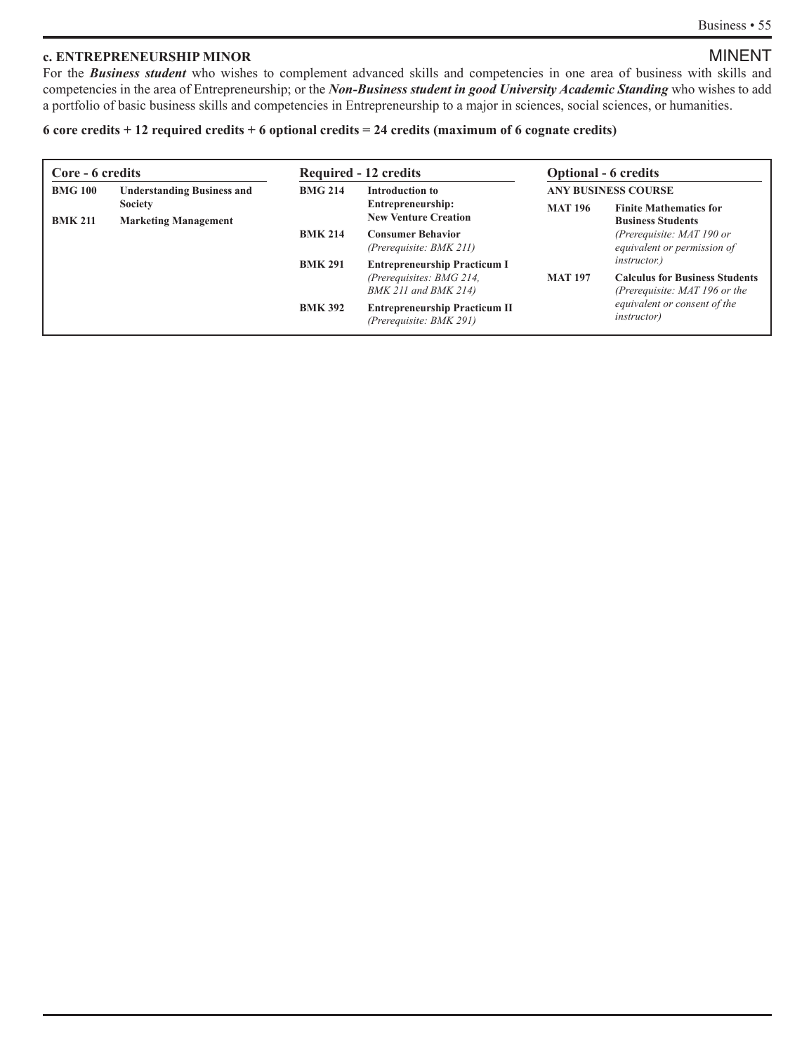### c. ENTREPRENEURSHIP MINOR

MINENT

For the ***Business student*** who wishes to complement advanced skills and competencies in one area of business with skills and competencies in the area of Entrepreneurship; or the ***Non-Business student in good University Academic Standing*** who wishes to add a portfolio of basic business skills and competencies in Entrepreneurship to a major in sciences, social sciences, or humanities.

**6 core credits + 12 required credits + 6 optional credits = 24 credits (maximum of 6 cognate credits)**

| Core - 6 credits | | Required - 12 credits | | Optional - 6 credits | |
|---|---|---|---|---|---|
| **BMG 100** | **Understanding Business and Society** | **BMG 214** | **Introduction to Entrepreneurship: New Venture Creation** | **ANY BUSINESS COURSE** | |
| **BMK 211** | **Marketing Management** | **BMK 214** | **Consumer Behavior** *(Prerequisite: BMK 211)* | **MAT 196** | **Finite Mathematics for Business Students** *(Prerequisite: MAT 190 or equivalent or permission of instructor.)* |
| | | **BMK 291** | **Entrepreneurship Practicum I** *(Prerequisites: BMG 214, BMK 211 and BMK 214)* | **MAT 197** | **Calculus for Business Students** *(Prerequisite: MAT 196 or the equivalent or consent of the instructor)* |
| | | **BMK 392** | **Entrepreneurship Practicum II** *(Prerequisite: BMK 291)* | | |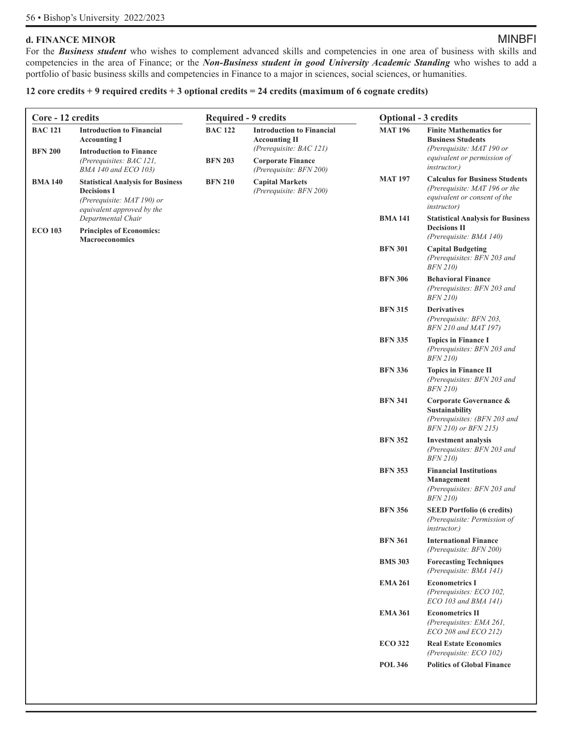### d. FINANCE MINOR

MINBFI

For the ***Business student*** who wishes to complement advanced skills and competencies in one area of business with skills and competencies in the area of Finance; or the ***Non-Business student in good University Academic Standing*** who wishes to add a portfolio of basic business skills and competencies in Finance to a major in sciences, social sciences, or humanities.

**12 core credits + 9 required credits + 3 optional credits = 24 credits (maximum of 6 cognate credits)**

**Core - 12 credits**

| Course | Title |
| --- | --- |
| **BAC 121** | **Introduction to Financial Accounting I** |
| **BFN 200** | **Introduction to Finance** *(Prerequisites: BAC 121, BMA 140 and ECO 103)* |
| **BMA 140** | **Statistical Analysis for Business Decisions I** *(Prerequisite: MAT 190) or equivalent approved by the Departmental Chair* |
| **ECO 103** | **Principles of Economics: Macroeconomics** |

**Required - 9 credits**

| Course | Title |
| --- | --- |
| **BAC 122** | **Introduction to Financial Accounting II** *(Prerequisite: BAC 121)* |
| **BFN 203** | **Corporate Finance** *(Prerequisite: BFN 200)* |
| **BFN 210** | **Capital Markets** *(Prerequisite: BFN 200)* |

**Optional - 3 credits**

| Course | Title |
| --- | --- |
| **MAT 196** | **Finite Mathematics for Business Students** *(Prerequisite: MAT 190 or equivalent or permission of instructor.)* |
| **MAT 197** | **Calculus for Business Students** *(Prerequisite: MAT 196 or the equivalent or consent of the instructor)* |
| **BMA 141** | **Statistical Analysis for Business Decisions II** *(Prerequisite: BMA 140)* |
| **BFN 301** | **Capital Budgeting** *(Prerequisites: BFN 203 and BFN 210)* |
| **BFN 306** | **Behavioral Finance** *(Prerequisites: BFN 203 and BFN 210)* |
| **BFN 315** | **Derivatives** *(Prerequisite: BFN 203, BFN 210 and MAT 197)* |
| **BFN 335** | **Topics in Finance I** *(Prerequisites: BFN 203 and BFN 210)* |
| **BFN 336** | **Topics in Finance II** *(Prerequisites: BFN 203 and BFN 210)* |
| **BFN 341** | **Corporate Governance & Sustainability** *(Prerequisites: (BFN 203 and BFN 210) or BFN 215)* |
| **BFN 352** | **Investment analysis** *(Prerequisites: BFN 203 and BFN 210)* |
| **BFN 353** | **Financial Institutions Management** *(Prerequisites: BFN 203 and BFN 210)* |
| **BFN 356** | **SEED Portfolio (6 credits)** *(Prerequisite: Permission of instructor.)* |
| **BFN 361** | **International Finance** *(Prerequisite: BFN 200)* |
| **BMS 303** | **Forecasting Techniques** *(Prerequisite: BMA 141)* |
| **EMA 261** | **Econometrics I** *(Prerequisites: ECO 102, ECO 103 and BMA 141)* |
| **EMA 361** | **Econometrics II** *(Prerequisites: EMA 261, ECO 208 and ECO 212)* |
| **ECO 322** | **Real Estate Economics** *(Prerequisite: ECO 102)* |
| **POL 346** | **Politics of Global Finance** |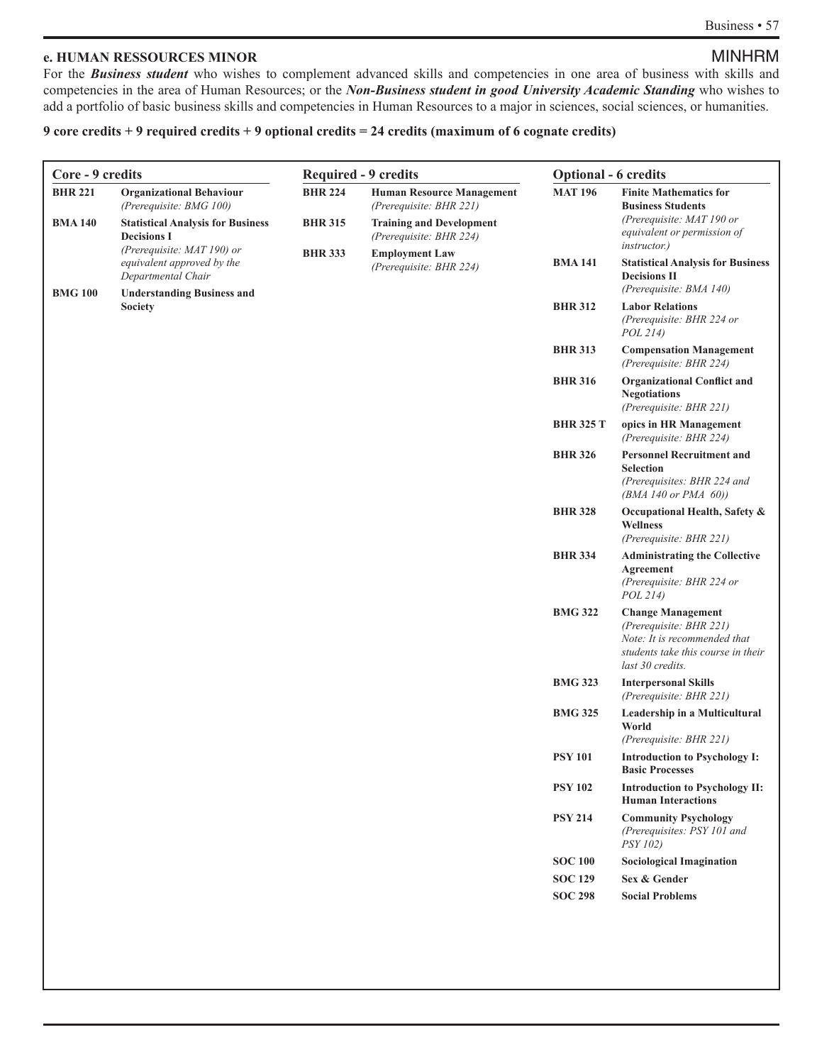### e. HUMAN RESSOURCES MINOR

MINHRM

For the ***Business student*** who wishes to complement advanced skills and competencies in one area of business with skills and competencies in the area of Human Resources; or the ***Non-Business student in good University Academic Standing*** who wishes to add a portfolio of basic business skills and competencies in Human Resources to a major in sciences, social sciences, or humanities.

**9 core credits + 9 required credits + 9 optional credits = 24 credits (maximum of 6 cognate credits)**

**Core - 9 credits**

| | |
|---|---|
| **BHR 221** | **Organizational Behaviour** *(Prerequisite: BMG 100)* |
| **BMA 140** | **Statistical Analysis for Business Decisions I** *(Prerequisite: MAT 190) or equivalent approved by the Departmental Chair* |
| **BMG 100** | **Understanding Business and Society** |

**Required - 9 credits**

| | |
|---|---|
| **BHR 224** | **Human Resource Management** *(Prerequisite: BHR 221)* |
| **BHR 315** | **Training and Development** *(Prerequisite: BHR 224)* |
| **BHR 333** | **Employment Law** *(Prerequisite: BHR 224)* |

**Optional - 6 credits**

| | |
|---|---|
| **MAT 196** | **Finite Mathematics for Business Students** *(Prerequisite: MAT 190 or equivalent or permission of instructor.)* |
| **BMA 141** | **Statistical Analysis for Business Decisions II** *(Prerequisite: BMA 140)* |
| **BHR 312** | **Labor Relations** *(Prerequisite: BHR 224 or POL 214)* |
| **BHR 313** | **Compensation Management** *(Prerequisite: BHR 224)* |
| **BHR 316** | **Organizational Conflict and Negotiations** *(Prerequisite: BHR 221)* |
| **BHR 325 T** | **opics in HR Management** *(Prerequisite: BHR 224)* |
| **BHR 326** | **Personnel Recruitment and Selection** *(Prerequisites: BHR 224 and (BMA 140 or PMA 60))* |
| **BHR 328** | **Occupational Health, Safety & Wellness** *(Prerequisite: BHR 221)* |
| **BHR 334** | **Administrating the Collective Agreement** *(Prerequisite: BHR 224 or POL 214)* |
| **BMG 322** | **Change Management** *(Prerequisite: BHR 221) Note: It is recommended that students take this course in their last 30 credits.* |
| **BMG 323** | **Interpersonal Skills** *(Prerequisite: BHR 221)* |
| **BMG 325** | **Leadership in a Multicultural World** *(Prerequisite: BHR 221)* |
| **PSY 101** | **Introduction to Psychology I: Basic Processes** |
| **PSY 102** | **Introduction to Psychology II: Human Interactions** |
| **PSY 214** | **Community Psychology** *(Prerequisites: PSY 101 and PSY 102)* |
| **SOC 100** | **Sociological Imagination** |
| **SOC 129** | **Sex & Gender** |
| **SOC 298** | **Social Problems** |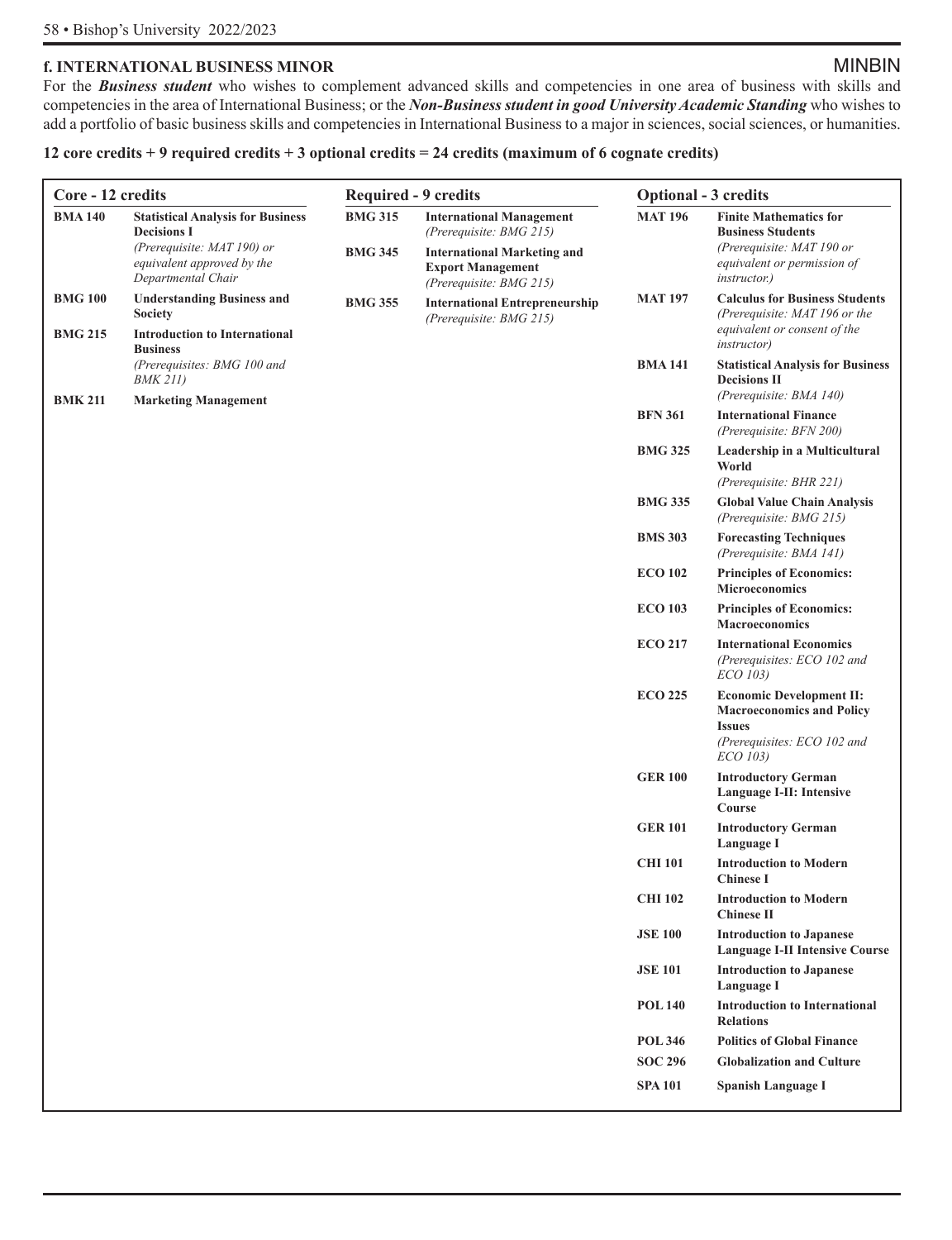## f. INTERNATIONAL BUSINESS MINOR

MINBIN

For the ***Business student*** who wishes to complement advanced skills and competencies in one area of business with skills and competencies in the area of International Business; or the ***Non-Business student in good University Academic Standing*** who wishes to add a portfolio of basic business skills and competencies in International Business to a major in sciences, social sciences, or humanities.

**12 core credits + 9 required credits + 3 optional credits = 24 credits (maximum of 6 cognate credits)**

**Core - 12 credits**

| Course | Title |
|---|---|
| **BMA 140** | **Statistical Analysis for Business Decisions I** *(Prerequisite: MAT 190) or equivalent approved by the Departmental Chair* |
| **BMG 100** | **Understanding Business and Society** |
| **BMG 215** | **Introduction to International Business** *(Prerequisites: BMG 100 and BMK 211)* |
| **BMK 211** | **Marketing Management** |

**Required - 9 credits**

| Course | Title |
|---|---|
| **BMG 315** | **International Management** *(Prerequisite: BMG 215)* |
| **BMG 345** | **International Marketing and Export Management** *(Prerequisite: BMG 215)* |
| **BMG 355** | **International Entrepreneurship** *(Prerequisite: BMG 215)* |

**Optional - 3 credits**

| Course | Title |
|---|---|
| **MAT 196** | **Finite Mathematics for Business Students** *(Prerequisite: MAT 190 or equivalent or permission of instructor.)* |
| **MAT 197** | **Calculus for Business Students** *(Prerequisite: MAT 196 or the equivalent or consent of the instructor)* |
| **BMA 141** | **Statistical Analysis for Business Decisions II** *(Prerequisite: BMA 140)* |
| **BFN 361** | **International Finance** *(Prerequisite: BFN 200)* |
| **BMG 325** | **Leadership in a Multicultural World** *(Prerequisite: BHR 221)* |
| **BMG 335** | **Global Value Chain Analysis** *(Prerequisite: BMG 215)* |
| **BMS 303** | **Forecasting Techniques** *(Prerequisite: BMA 141)* |
| **ECO 102** | **Principles of Economics: Microeconomics** |
| **ECO 103** | **Principles of Economics: Macroeconomics** |
| **ECO 217** | **International Economics** *(Prerequisites: ECO 102 and ECO 103)* |
| **ECO 225** | **Economic Development II: Macroeconomics and Policy Issues** *(Prerequisites: ECO 102 and ECO 103)* |
| **GER 100** | **Introductory German Language I-II: Intensive Course** |
| **GER 101** | **Introductory German Language I** |
| **CHI 101** | **Introduction to Modern Chinese I** |
| **CHI 102** | **Introduction to Modern Chinese II** |
| **JSE 100** | **Introduction to Japanese Language I-II Intensive Course** |
| **JSE 101** | **Introduction to Japanese Language I** |
| **POL 140** | **Introduction to International Relations** |
| **POL 346** | **Politics of Global Finance** |
| **SOC 296** | **Globalization and Culture** |
| **SPA 101** | **Spanish Language I** |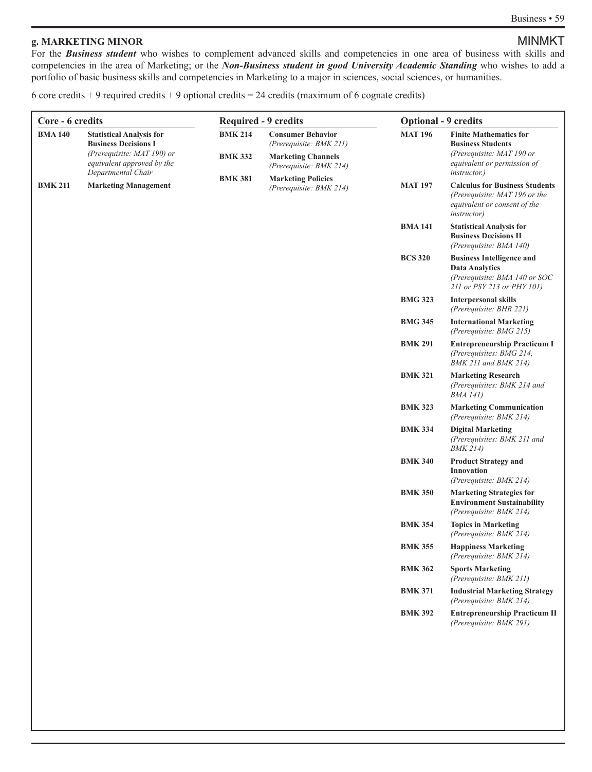## g. MARKETING MINOR

MINMKT

For the ***Business student*** who wishes to complement advanced skills and competencies in one area of business with skills and competencies in the area of Marketing; or the ***Non-Business student in good University Academic Standing*** who wishes to add a portfolio of basic business skills and competencies in Marketing to a major in sciences, social sciences, or humanities.

6 core credits + 9 required credits + 9 optional credits = 24 credits (maximum of 6 cognate credits)

**Core - 6 credits**

| Course | Title |
|---|---|
| **BMA 140** | **Statistical Analysis for Business Decisions I** *(Prerequisite: MAT 190) or equivalent approved by the Departmental Chair* |
| **BMK 211** | **Marketing Management** |

**Required - 9 credits**

| Course | Title |
|---|---|
| **BMK 214** | **Consumer Behavior** *(Prerequisite: BMK 211)* |
| **BMK 332** | **Marketing Channels** *(Prerequisite: BMK 214)* |
| **BMK 381** | **Marketing Policies** *(Prerequisite: BMK 214)* |

**Optional - 9 credits**

| Course | Title |
|---|---|
| **MAT 196** | **Finite Mathematics for Business Students** *(Prerequisite: MAT 190 or equivalent or permission of instructor.)* |
| **MAT 197** | **Calculus for Business Students** *(Prerequisite: MAT 196 or the equivalent or consent of the instructor)* |
| **BMA 141** | **Statistical Analysis for Business Decisions II** *(Prerequisite: BMA 140)* |
| **BCS 320** | **Business Intelligence and Data Analytics** *(Prerequisite: BMA 140 or SOC 211 or PSY 213 or PHY 101)* |
| **BMG 323** | **Interpersonal skills** *(Prerequisite: BHR 221)* |
| **BMG 345** | **International Marketing** *(Prerequisite: BMG 215)* |
| **BMK 291** | **Entrepreneurship Practicum I** *(Prerequisites: BMG 214, BMK 211 and BMK 214)* |
| **BMK 321** | **Marketing Research** *(Prerequisites: BMK 214 and BMA 141)* |
| **BMK 323** | **Marketing Communication** *(Prerequisite: BMK 214)* |
| **BMK 334** | **Digital Marketing** *(Prerequisites: BMK 211 and BMK 214)* |
| **BMK 340** | **Product Strategy and Innovation** *(Prerequisite: BMK 214)* |
| **BMK 350** | **Marketing Strategies for Environment Sustainability** *(Prerequisite: BMK 214)* |
| **BMK 354** | **Topics in Marketing** *(Prerequisite: BMK 214)* |
| **BMK 355** | **Happiness Marketing** *(Prerequisite: BMK 214)* |
| **BMK 362** | **Sports Marketing** *(Prerequisite: BMK 211)* |
| **BMK 371** | **Industrial Marketing Strategy** *(Prerequisite: BMK 214)* |
| **BMK 392** | **Entrepreneurship Practicum II** *(Prerequisite: BMK 291)* |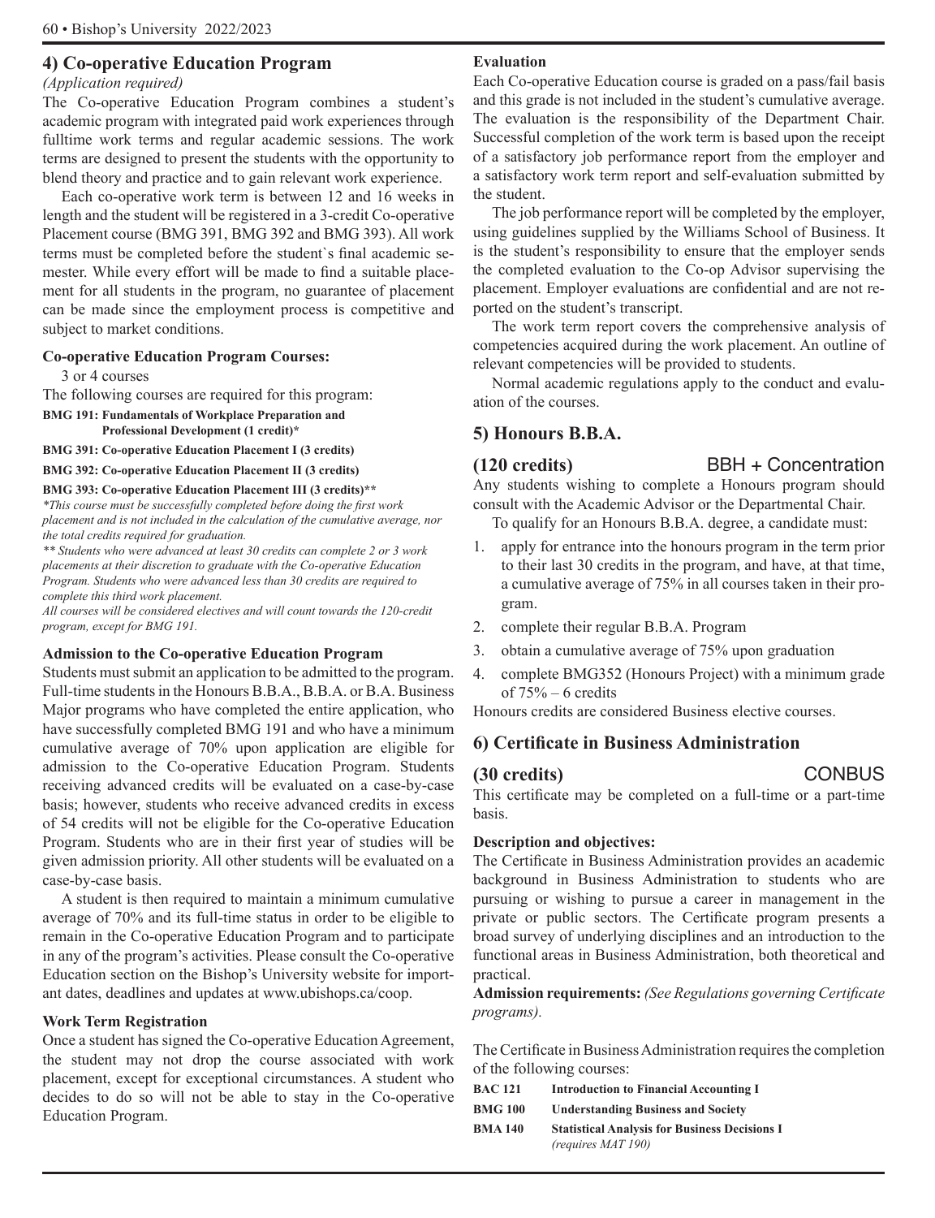## 4) Co-operative Education Program

*(Application required)*

The Co-operative Education Program combines a student's academic program with integrated paid work experiences through fulltime work terms and regular academic sessions. The work terms are designed to present the students with the opportunity to blend theory and practice and to gain relevant work experience.

Each co-operative work term is between 12 and 16 weeks in length and the student will be registered in a 3-credit Co-operative Placement course (BMG 391, BMG 392 and BMG 393). All work terms must be completed before the student`s final academic semester. While every effort will be made to find a suitable placement for all students in the program, no guarantee of placement can be made since the employment process is competitive and subject to market conditions.

**Co-operative Education Program Courses:**

3 or 4 courses

The following courses are required for this program:

**BMG 191: Fundamentals of Workplace Preparation and Professional Development (1 credit)***

**BMG 391: Co-operative Education Placement I (3 credits)**

**BMG 392: Co-operative Education Placement II (3 credits)**

**BMG 393: Co-operative Education Placement III (3 credits)****

*\*This course must be successfully completed before doing the first work placement and is not included in the calculation of the cumulative average, nor the total credits required for graduation.*

*\*\* Students who were advanced at least 30 credits can complete 2 or 3 work placements at their discretion to graduate with the Co-operative Education Program. Students who were advanced less than 30 credits are required to complete this third work placement.*

*All courses will be considered electives and will count towards the 120-credit program, except for BMG 191.*

**Admission to the Co-operative Education Program**

Students must submit an application to be admitted to the program. Full-time students in the Honours B.B.A., B.B.A. or B.A. Business Major programs who have completed the entire application, who have successfully completed BMG 191 and who have a minimum cumulative average of 70% upon application are eligible for admission to the Co-operative Education Program. Students receiving advanced credits will be evaluated on a case-by-case basis; however, students who receive advanced credits in excess of 54 credits will not be eligible for the Co-operative Education Program. Students who are in their first year of studies will be given admission priority. All other students will be evaluated on a case-by-case basis.

A student is then required to maintain a minimum cumulative average of 70% and its full-time status in order to be eligible to remain in the Co-operative Education Program and to participate in any of the program's activities. Please consult the Co-operative Education section on the Bishop's University website for important dates, deadlines and updates at www.ubishops.ca/coop.

**Work Term Registration**

Once a student has signed the Co-operative Education Agreement, the student may not drop the course associated with work placement, except for exceptional circumstances. A student who decides to do so will not be able to stay in the Co-operative Education Program.

**Evaluation**

Each Co-operative Education course is graded on a pass/fail basis and this grade is not included in the student's cumulative average. The evaluation is the responsibility of the Department Chair. Successful completion of the work term is based upon the receipt of a satisfactory job performance report from the employer and a satisfactory work term report and self-evaluation submitted by the student.

The job performance report will be completed by the employer, using guidelines supplied by the Williams School of Business. It is the student's responsibility to ensure that the employer sends the completed evaluation to the Co-op Advisor supervising the placement. Employer evaluations are confidential and are not reported on the student's transcript.

The work term report covers the comprehensive analysis of competencies acquired during the work placement. An outline of relevant competencies will be provided to students.

Normal academic regulations apply to the conduct and evaluation of the courses.

## 5) Honours B.B.A.

**(120 credits)** BBH + Concentration

Any students wishing to complete a Honours program should consult with the Academic Advisor or the Departmental Chair.

To qualify for an Honours B.B.A. degree, a candidate must:

1. apply for entrance into the honours program in the term prior to their last 30 credits in the program, and have, at that time, a cumulative average of 75% in all courses taken in their program.
2. complete their regular B.B.A. Program
3. obtain a cumulative average of 75% upon graduation
4. complete BMG352 (Honours Project) with a minimum grade of 75% – 6 credits

Honours credits are considered Business elective courses.

## 6) Certificate in Business Administration

**(30 credits)** CONBUS

This certificate may be completed on a full-time or a part-time basis.

**Description and objectives:**

The Certificate in Business Administration provides an academic background in Business Administration to students who are pursuing or wishing to pursue a career in management in the private or public sectors. The Certificate program presents a broad survey of underlying disciplines and an introduction to the functional areas in Business Administration, both theoretical and practical.

**Admission requirements:** *(See Regulations governing Certificate programs).*

The Certificate in Business Administration requires the completion of the following courses:

**BAC 121** **Introduction to Financial Accounting I**

**BMG 100** **Understanding Business and Society**

**BMA 140** **Statistical Analysis for Business Decisions I** *(requires MAT 190)*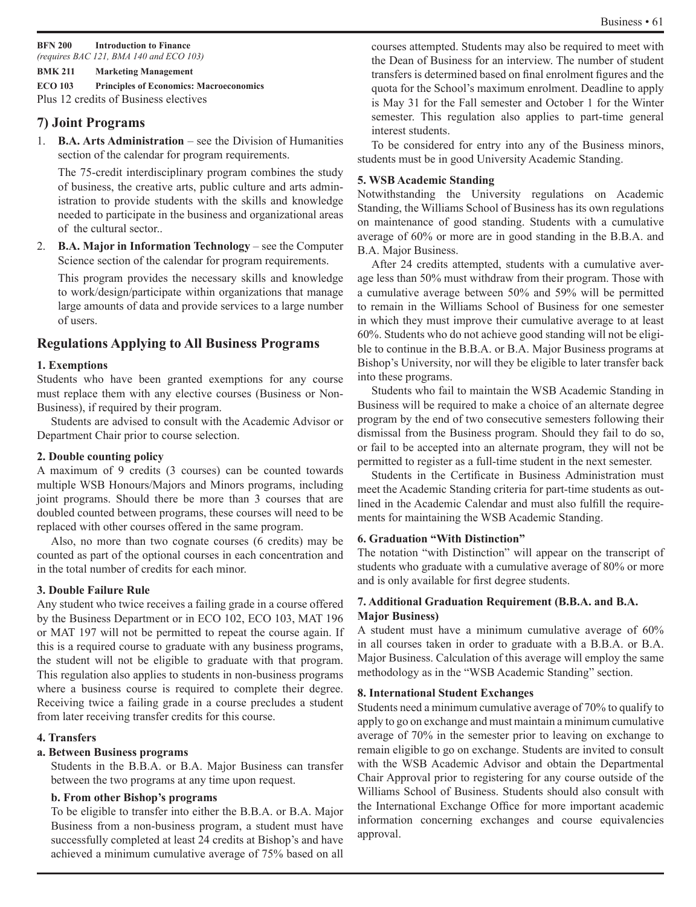**BFN 200 Introduction to Finance**
*(requires BAC 121, BMA 140 and ECO 103)*

**BMK 211 Marketing Management**

**ECO 103 Principles of Economics: Macroeconomics**

Plus 12 credits of Business electives

## 7) Joint Programs

1. **B.A. Arts Administration** – see the Division of Humanities section of the calendar for program requirements.

   The 75-credit interdisciplinary program combines the study of business, the creative arts, public culture and arts administration to provide students with the skills and knowledge needed to participate in the business and organizational areas of the cultural sector..

2. **B.A. Major in Information Technology** – see the Computer Science section of the calendar for program requirements.

   This program provides the necessary skills and knowledge to work/design/participate within organizations that manage large amounts of data and provide services to a large number of users.

## Regulations Applying to All Business Programs

### 1. Exemptions

Students who have been granted exemptions for any course must replace them with any elective courses (Business or Non-Business), if required by their program.

Students are advised to consult with the Academic Advisor or Department Chair prior to course selection.

### 2. Double counting policy

A maximum of 9 credits (3 courses) can be counted towards multiple WSB Honours/Majors and Minors programs, including joint programs. Should there be more than 3 courses that are doubled counted between programs, these courses will need to be replaced with other courses offered in the same program.

Also, no more than two cognate courses (6 credits) may be counted as part of the optional courses in each concentration and in the total number of credits for each minor.

### 3. Double Failure Rule

Any student who twice receives a failing grade in a course offered by the Business Department or in ECO 102, ECO 103, MAT 196 or MAT 197 will not be permitted to repeat the course again. If this is a required course to graduate with any business programs, the student will not be eligible to graduate with that program. This regulation also applies to students in non-business programs where a business course is required to complete their degree. Receiving twice a failing grade in a course precludes a student from later receiving transfer credits for this course.

### 4. Transfers

#### a. Between Business programs

Students in the B.B.A. or B.A. Major Business can transfer between the two programs at any time upon request.

#### b. From other Bishop's programs

To be eligible to transfer into either the B.B.A. or B.A. Major Business from a non-business program, a student must have successfully completed at least 24 credits at Bishop's and have achieved a minimum cumulative average of 75% based on all courses attempted. Students may also be required to meet with the Dean of Business for an interview. The number of student transfers is determined based on final enrolment figures and the quota for the School's maximum enrolment. Deadline to apply is May 31 for the Fall semester and October 1 for the Winter semester. This regulation also applies to part-time general interest students.

To be considered for entry into any of the Business minors, students must be in good University Academic Standing.

### 5. WSB Academic Standing

Notwithstanding the University regulations on Academic Standing, the Williams School of Business has its own regulations on maintenance of good standing. Students with a cumulative average of 60% or more are in good standing in the B.B.A. and B.A. Major Business.

After 24 credits attempted, students with a cumulative average less than 50% must withdraw from their program. Those with a cumulative average between 50% and 59% will be permitted to remain in the Williams School of Business for one semester in which they must improve their cumulative average to at least 60%. Students who do not achieve good standing will not be eligible to continue in the B.B.A. or B.A. Major Business programs at Bishop's University, nor will they be eligible to later transfer back into these programs.

Students who fail to maintain the WSB Academic Standing in Business will be required to make a choice of an alternate degree program by the end of two consecutive semesters following their dismissal from the Business program. Should they fail to do so, or fail to be accepted into an alternate program, they will not be permitted to register as a full-time student in the next semester.

Students in the Certificate in Business Administration must meet the Academic Standing criteria for part-time students as outlined in the Academic Calendar and must also fulfill the requirements for maintaining the WSB Academic Standing.

### 6. Graduation "With Distinction"

The notation "with Distinction" will appear on the transcript of students who graduate with a cumulative average of 80% or more and is only available for first degree students.

### 7. Additional Graduation Requirement (B.B.A. and B.A. Major Business)

A student must have a minimum cumulative average of 60% in all courses taken in order to graduate with a B.B.A. or B.A. Major Business. Calculation of this average will employ the same methodology as in the "WSB Academic Standing" section.

### 8. International Student Exchanges

Students need a minimum cumulative average of 70% to qualify to apply to go on exchange and must maintain a minimum cumulative average of 70% in the semester prior to leaving on exchange to remain eligible to go on exchange. Students are invited to consult with the WSB Academic Advisor and obtain the Departmental Chair Approval prior to registering for any course outside of the Williams School of Business. Students should also consult with the International Exchange Office for more important academic information concerning exchanges and course equivalencies approval.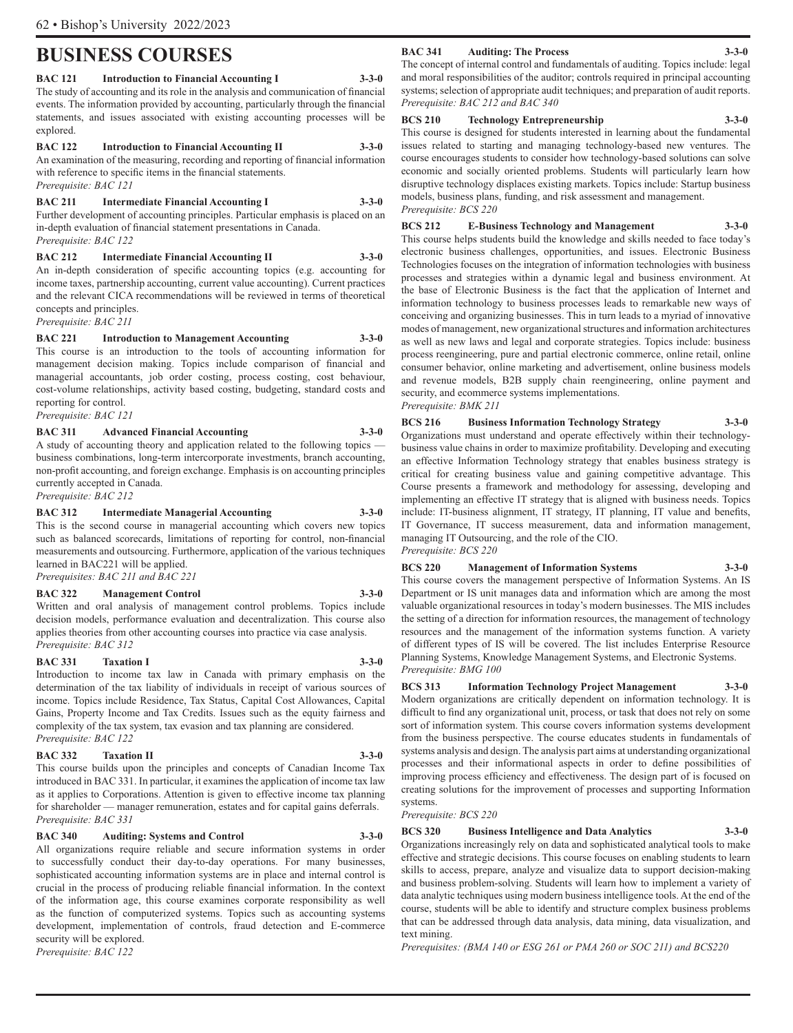# BUSINESS COURSES

**BAC 121 Introduction to Financial Accounting I 3-3-0**

The study of accounting and its role in the analysis and communication of financial events. The information provided by accounting, particularly through the financial statements, and issues associated with existing accounting processes will be explored.

**BAC 122 Introduction to Financial Accounting II 3-3-0**

An examination of the measuring, recording and reporting of financial information with reference to specific items in the financial statements.

*Prerequisite: BAC 121*

**BAC 211 Intermediate Financial Accounting I 3-3-0**

Further development of accounting principles. Particular emphasis is placed on an in-depth evaluation of financial statement presentations in Canada.

*Prerequisite: BAC 122*

**BAC 212 Intermediate Financial Accounting II 3-3-0**

An in-depth consideration of specific accounting topics (e.g. accounting for income taxes, partnership accounting, current value accounting). Current practices and the relevant CICA recommendations will be reviewed in terms of theoretical concepts and principles.

*Prerequisite: BAC 211*

**BAC 221 Introduction to Management Accounting 3-3-0**

This course is an introduction to the tools of accounting information for management decision making. Topics include comparison of financial and managerial accountants, job order costing, process costing, cost behaviour, cost-volume relationships, activity based costing, budgeting, standard costs and reporting for control.

*Prerequisite: BAC 121*

**BAC 311 Advanced Financial Accounting 3-3-0**

A study of accounting theory and application related to the following topics — business combinations, long-term intercorporate investments, branch accounting, non-profit accounting, and foreign exchange. Emphasis is on accounting principles currently accepted in Canada.

*Prerequisite: BAC 212*

**BAC 312 Intermediate Managerial Accounting 3-3-0**

This is the second course in managerial accounting which covers new topics such as balanced scorecards, limitations of reporting for control, non-financial measurements and outsourcing. Furthermore, application of the various techniques learned in BAC221 will be applied.

*Prerequisites: BAC 211 and BAC 221*

**BAC 322 Management Control 3-3-0**

Written and oral analysis of management control problems. Topics include decision models, performance evaluation and decentralization. This course also applies theories from other accounting courses into practice via case analysis.

*Prerequisite: BAC 312*

**BAC 331 Taxation I 3-3-0**

Introduction to income tax law in Canada with primary emphasis on the determination of the tax liability of individuals in receipt of various sources of income. Topics include Residence, Tax Status, Capital Cost Allowances, Capital Gains, Property Income and Tax Credits. Issues such as the equity fairness and complexity of the tax system, tax evasion and tax planning are considered.

*Prerequisite: BAC 122*

**BAC 332 Taxation II 3-3-0**

This course builds upon the principles and concepts of Canadian Income Tax introduced in BAC 331. In particular, it examines the application of income tax law as it applies to Corporations. Attention is given to effective income tax planning for shareholder — manager remuneration, estates and for capital gains deferrals.

*Prerequisite: BAC 331*

**BAC 340 Auditing: Systems and Control 3-3-0**

All organizations require reliable and secure information systems in order to successfully conduct their day-to-day operations. For many businesses, sophisticated accounting information systems are in place and internal control is crucial in the process of producing reliable financial information. In the context of the information age, this course examines corporate responsibility as well as the function of computerized systems. Topics such as accounting systems development, implementation of controls, fraud detection and E-commerce security will be explored.

*Prerequisite: BAC 122*

**BAC 341 Auditing: The Process 3-3-0**

The concept of internal control and fundamentals of auditing. Topics include: legal and moral responsibilities of the auditor; controls required in principal accounting systems; selection of appropriate audit techniques; and preparation of audit reports.

*Prerequisite: BAC 212 and BAC 340*

**BCS 210 Technology Entrepreneurship 3-3-0**

This course is designed for students interested in learning about the fundamental issues related to starting and managing technology-based new ventures. The course encourages students to consider how technology-based solutions can solve economic and socially oriented problems. Students will particularly learn how disruptive technology displaces existing markets. Topics include: Startup business models, business plans, funding, and risk assessment and management.

*Prerequisite: BCS 220*

**BCS 212 E-Business Technology and Management 3-3-0**

This course helps students build the knowledge and skills needed to face today's electronic business challenges, opportunities, and issues. Electronic Business Technologies focuses on the integration of information technologies with business processes and strategies within a dynamic legal and business environment. At the base of Electronic Business is the fact that the application of Internet and information technology to business processes leads to remarkable new ways of conceiving and organizing businesses. This in turn leads to a myriad of innovative modes of management, new organizational structures and information architectures as well as new laws and legal and corporate strategies. Topics include: business process reengineering, pure and partial electronic commerce, online retail, online consumer behavior, online marketing and advertisement, online business models and revenue models, B2B supply chain reengineering, online payment and security, and ecommerce systems implementations.

*Prerequisite: BMK 211*

**BCS 216 Business Information Technology Strategy 3-3-0**

Organizations must understand and operate effectively within their technology-business value chains in order to maximize profitability. Developing and executing an effective Information Technology strategy that enables business strategy is critical for creating business value and gaining competitive advantage. This Course presents a framework and methodology for assessing, developing and implementing an effective IT strategy that is aligned with business needs. Topics include: IT-business alignment, IT strategy, IT planning, IT value and benefits, IT Governance, IT success measurement, data and information management, managing IT Outsourcing, and the role of the CIO.

*Prerequisite: BCS 220*

**BCS 220 Management of Information Systems 3-3-0**

This course covers the management perspective of Information Systems. An IS Department or IS unit manages data and information which are among the most valuable organizational resources in today's modern businesses. The MIS includes the setting of a direction for information resources, the management of technology resources and the management of the information systems function. A variety of different types of IS will be covered. The list includes Enterprise Resource Planning Systems, Knowledge Management Systems, and Electronic Systems.

*Prerequisite: BMG 100*

**BCS 313 Information Technology Project Management 3-3-0**

Modern organizations are critically dependent on information technology. It is difficult to find any organizational unit, process, or task that does not rely on some sort of information system. This course covers information systems development from the business perspective. The course educates students in fundamentals of systems analysis and design. The analysis part aims at understanding organizational processes and their informational aspects in order to define possibilities of improving process efficiency and effectiveness. The design part of is focused on creating solutions for the improvement of processes and supporting Information systems.

*Prerequisite: BCS 220*

**BCS 320 Business Intelligence and Data Analytics 3-3-0**

Organizations increasingly rely on data and sophisticated analytical tools to make effective and strategic decisions. This course focuses on enabling students to learn skills to access, prepare, analyze and visualize data to support decision-making and business problem-solving. Students will learn how to implement a variety of data analytic techniques using modern business intelligence tools. At the end of the course, students will be able to identify and structure complex business problems that can be addressed through data analysis, data mining, data visualization, and text mining.

*Prerequisites: (BMA 140 or ESG 261 or PMA 260 or SOC 211) and BCS220*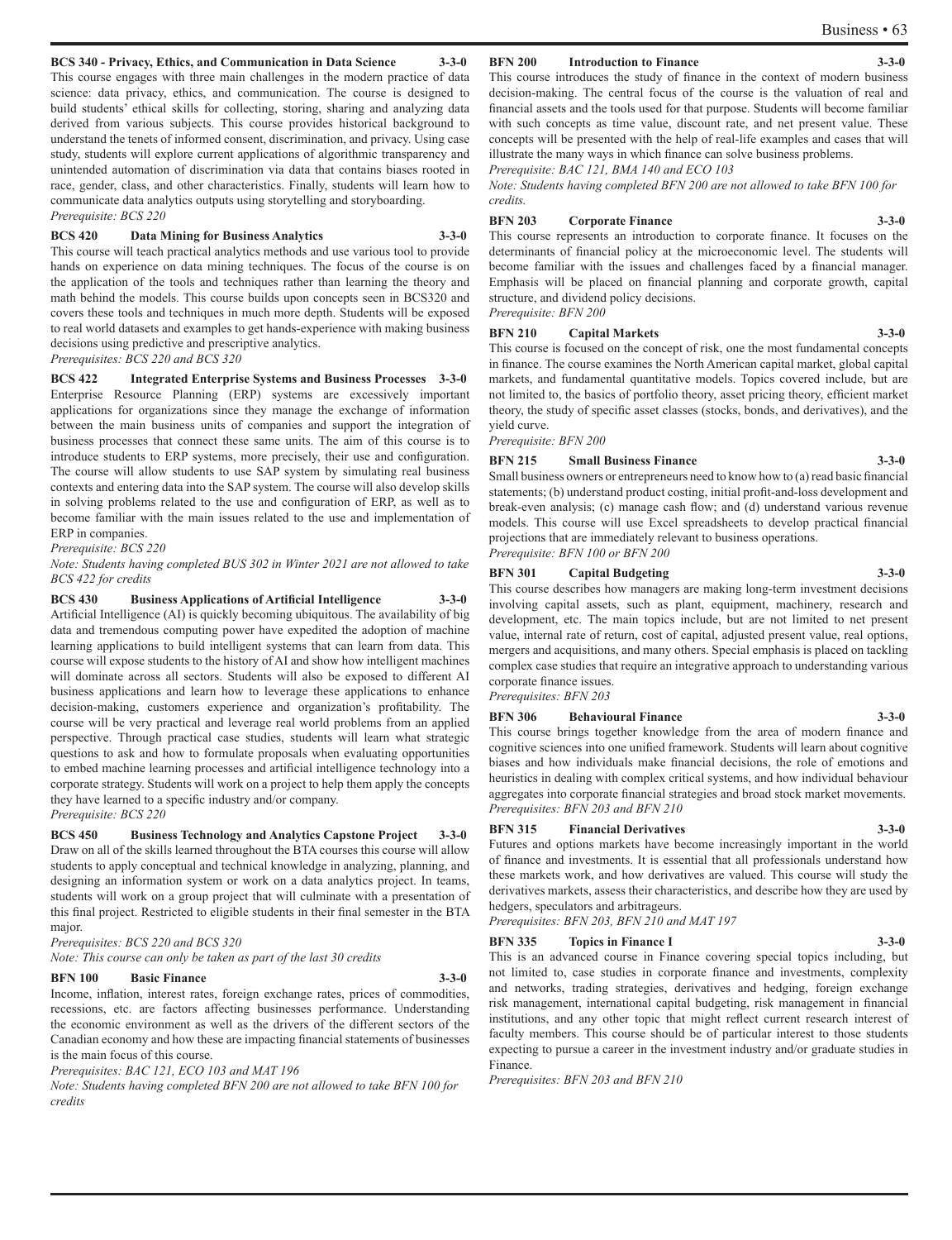**BCS 340 - Privacy, Ethics, and Communication in Data Science 3-3-0**

This course engages with three main challenges in the modern practice of data science: data privacy, ethics, and communication. The course is designed to build students' ethical skills for collecting, storing, sharing and analyzing data derived from various subjects. This course provides historical background to understand the tenets of informed consent, discrimination, and privacy. Using case study, students will explore current applications of algorithmic transparency and unintended automation of discrimination via data that contains biases rooted in race, gender, class, and other characteristics. Finally, students will learn how to communicate data analytics outputs using storytelling and storyboarding.

*Prerequisite: BCS 220*

**BCS 420 Data Mining for Business Analytics 3-3-0**

This course will teach practical analytics methods and use various tool to provide hands on experience on data mining techniques. The focus of the course is on the application of the tools and techniques rather than learning the theory and math behind the models. This course builds upon concepts seen in BCS320 and covers these tools and techniques in much more depth. Students will be exposed to real world datasets and examples to get hands-experience with making business decisions using predictive and prescriptive analytics.

*Prerequisites: BCS 220 and BCS 320*

**BCS 422 Integrated Enterprise Systems and Business Processes 3-3-0**

Enterprise Resource Planning (ERP) systems are excessively important applications for organizations since they manage the exchange of information between the main business units of companies and support the integration of business processes that connect these same units. The aim of this course is to introduce students to ERP systems, more precisely, their use and configuration. The course will allow students to use SAP system by simulating real business contexts and entering data into the SAP system. The course will also develop skills in solving problems related to the use and configuration of ERP, as well as to become familiar with the main issues related to the use and implementation of ERP in companies.

*Prerequisite: BCS 220*

*Note: Students having completed BUS 302 in Winter 2021 are not allowed to take BCS 422 for credits*

**BCS 430 Business Applications of Artificial Intelligence 3-3-0**

Artificial Intelligence (AI) is quickly becoming ubiquitous. The availability of big data and tremendous computing power have expedited the adoption of machine learning applications to build intelligent systems that can learn from data. This course will expose students to the history of AI and show how intelligent machines will dominate across all sectors. Students will also be exposed to different AI business applications and learn how to leverage these applications to enhance decision-making, customers experience and organization's profitability. The course will be very practical and leverage real world problems from an applied perspective. Through practical case studies, students will learn what strategic questions to ask and how to formulate proposals when evaluating opportunities to embed machine learning processes and artificial intelligence technology into a corporate strategy. Students will work on a project to help them apply the concepts they have learned to a specific industry and/or company.

*Prerequisite: BCS 220*

**BCS 450 Business Technology and Analytics Capstone Project 3-3-0**

Draw on all of the skills learned throughout the BTA courses this course will allow students to apply conceptual and technical knowledge in analyzing, planning, and designing an information system or work on a data analytics project. In teams, students will work on a group project that will culminate with a presentation of this final project. Restricted to eligible students in their final semester in the BTA major.

*Prerequisites: BCS 220 and BCS 320*

*Note: This course can only be taken as part of the last 30 credits*

**BFN 100 Basic Finance 3-3-0**

Income, inflation, interest rates, foreign exchange rates, prices of commodities, recessions, etc. are factors affecting businesses performance. Understanding the economic environment as well as the drivers of the different sectors of the Canadian economy and how these are impacting financial statements of businesses is the main focus of this course.

*Prerequisites: BAC 121, ECO 103 and MAT 196*

*Note: Students having completed BFN 200 are not allowed to take BFN 100 for credits*

**BFN 200 Introduction to Finance 3-3-0**

This course introduces the study of finance in the context of modern business decision-making. The central focus of the course is the valuation of real and financial assets and the tools used for that purpose. Students will become familiar with such concepts as time value, discount rate, and net present value. These concepts will be presented with the help of real-life examples and cases that will illustrate the many ways in which finance can solve business problems.

*Prerequisite: BAC 121, BMA 140 and ECO 103*

*Note: Students having completed BFN 200 are not allowed to take BFN 100 for credits.*

**BFN 203 Corporate Finance 3-3-0**

This course represents an introduction to corporate finance. It focuses on the determinants of financial policy at the microeconomic level. The students will become familiar with the issues and challenges faced by a financial manager. Emphasis will be placed on financial planning and corporate growth, capital structure, and dividend policy decisions.

*Prerequisite: BFN 200*

**BFN 210 Capital Markets 3-3-0**

This course is focused on the concept of risk, one the most fundamental concepts in finance. The course examines the North American capital market, global capital markets, and fundamental quantitative models. Topics covered include, but are not limited to, the basics of portfolio theory, asset pricing theory, efficient market theory, the study of specific asset classes (stocks, bonds, and derivatives), and the yield curve.

*Prerequisite: BFN 200*

**BFN 215 Small Business Finance 3-3-0**

Small business owners or entrepreneurs need to know how to (a) read basic financial statements; (b) understand product costing, initial profit-and-loss development and break-even analysis; (c) manage cash flow; and (d) understand various revenue models. This course will use Excel spreadsheets to develop practical financial projections that are immediately relevant to business operations.

*Prerequisite: BFN 100 or BFN 200*

**BFN 301 Capital Budgeting 3-3-0**

This course describes how managers are making long-term investment decisions involving capital assets, such as plant, equipment, machinery, research and development, etc. The main topics include, but are not limited to net present value, internal rate of return, cost of capital, adjusted present value, real options, mergers and acquisitions, and many others. Special emphasis is placed on tackling complex case studies that require an integrative approach to understanding various corporate finance issues.

*Prerequisites: BFN 203*

**BFN 306 Behavioural Finance 3-3-0**

This course brings together knowledge from the area of modern finance and cognitive sciences into one unified framework. Students will learn about cognitive biases and how individuals make financial decisions, the role of emotions and heuristics in dealing with complex critical systems, and how individual behaviour aggregates into corporate financial strategies and broad stock market movements.

*Prerequisites: BFN 203 and BFN 210*

**BFN 315 Financial Derivatives 3-3-0**

Futures and options markets have become increasingly important in the world of finance and investments. It is essential that all professionals understand how these markets work, and how derivatives are valued. This course will study the derivatives markets, assess their characteristics, and describe how they are used by hedgers, speculators and arbitrageurs.

*Prerequisites: BFN 203, BFN 210 and MAT 197*

**BFN 335 Topics in Finance I 3-3-0**

This is an advanced course in Finance covering special topics including, but not limited to, case studies in corporate finance and investments, complexity and networks, trading strategies, derivatives and hedging, foreign exchange risk management, international capital budgeting, risk management in financial institutions, and any other topic that might reflect current research interest of faculty members. This course should be of particular interest to those students expecting to pursue a career in the investment industry and/or graduate studies in Finance.

*Prerequisites: BFN 203 and BFN 210*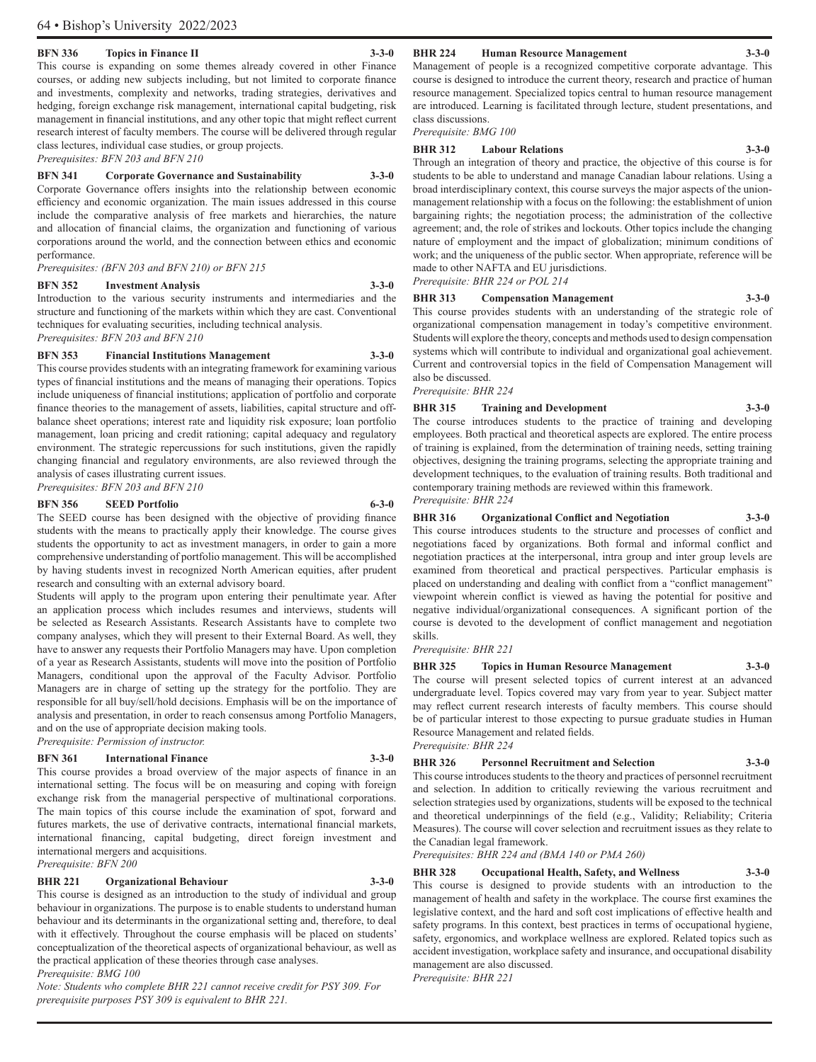**BFN 336 Topics in Finance II 3-3-0**

This course is expanding on some themes already covered in other Finance courses, or adding new subjects including, but not limited to corporate finance and investments, complexity and networks, trading strategies, derivatives and hedging, foreign exchange risk management, international capital budgeting, risk management in financial institutions, and any other topic that might reflect current research interest of faculty members. The course will be delivered through regular class lectures, individual case studies, or group projects.

*Prerequisites: BFN 203 and BFN 210*

**BFN 341 Corporate Governance and Sustainability 3-3-0**

Corporate Governance offers insights into the relationship between economic efficiency and economic organization. The main issues addressed in this course include the comparative analysis of free markets and hierarchies, the nature and allocation of financial claims, the organization and functioning of various corporations around the world, and the connection between ethics and economic performance.

*Prerequisites: (BFN 203 and BFN 210) or BFN 215*

**BFN 352 Investment Analysis 3-3-0**

Introduction to the various security instruments and intermediaries and the structure and functioning of the markets within which they are cast. Conventional techniques for evaluating securities, including technical analysis.

*Prerequisites: BFN 203 and BFN 210*

**BFN 353 Financial Institutions Management 3-3-0**

This course provides students with an integrating framework for examining various types of financial institutions and the means of managing their operations. Topics include uniqueness of financial institutions; application of portfolio and corporate finance theories to the management of assets, liabilities, capital structure and off-balance sheet operations; interest rate and liquidity risk exposure; loan portfolio management, loan pricing and credit rationing; capital adequacy and regulatory environment. The strategic repercussions for such institutions, given the rapidly changing financial and regulatory environments, are also reviewed through the analysis of cases illustrating current issues.

*Prerequisites: BFN 203 and BFN 210*

**BFN 356 SEED Portfolio 6-3-0**

The SEED course has been designed with the objective of providing finance students with the means to practically apply their knowledge. The course gives students the opportunity to act as investment managers, in order to gain a more comprehensive understanding of portfolio management. This will be accomplished by having students invest in recognized North American equities, after prudent research and consulting with an external advisory board.

Students will apply to the program upon entering their penultimate year. After an application process which includes resumes and interviews, students will be selected as Research Assistants. Research Assistants have to complete two company analyses, which they will present to their External Board. As well, they have to answer any requests their Portfolio Managers may have. Upon completion of a year as Research Assistants, students will move into the position of Portfolio Managers, conditional upon the approval of the Faculty Advisor. Portfolio Managers are in charge of setting up the strategy for the portfolio. They are responsible for all buy/sell/hold decisions. Emphasis will be on the importance of analysis and presentation, in order to reach consensus among Portfolio Managers, and on the use of appropriate decision making tools.

*Prerequisite: Permission of instructor.*

**BFN 361 International Finance 3-3-0**

This course provides a broad overview of the major aspects of finance in an international setting. The focus will be on measuring and coping with foreign exchange risk from the managerial perspective of multinational corporations. The main topics of this course include the examination of spot, forward and futures markets, the use of derivative contracts, international financial markets, international financing, capital budgeting, direct foreign investment and international mergers and acquisitions.

*Prerequisite: BFN 200*

**BHR 221 Organizational Behaviour 3-3-0**

This course is designed as an introduction to the study of individual and group behaviour in organizations. The purpose is to enable students to understand human behaviour and its determinants in the organizational setting and, therefore, to deal with it effectively. Throughout the course emphasis will be placed on students' conceptualization of the theoretical aspects of organizational behaviour, as well as the practical application of these theories through case analyses.

*Prerequisite: BMG 100*

*Note: Students who complete BHR 221 cannot receive credit for PSY 309. For prerequisite purposes PSY 309 is equivalent to BHR 221.*

**BHR 224 Human Resource Management 3-3-0**

Management of people is a recognized competitive corporate advantage. This course is designed to introduce the current theory, research and practice of human resource management. Specialized topics central to human resource management are introduced. Learning is facilitated through lecture, student presentations, and class discussions.

*Prerequisite: BMG 100*

**BHR 312 Labour Relations 3-3-0**

Through an integration of theory and practice, the objective of this course is for students to be able to understand and manage Canadian labour relations. Using a broad interdisciplinary context, this course surveys the major aspects of the union-management relationship with a focus on the following: the establishment of union bargaining rights; the negotiation process; the administration of the collective agreement; and, the role of strikes and lockouts. Other topics include the changing nature of employment and the impact of globalization; minimum conditions of work; and the uniqueness of the public sector. When appropriate, reference will be made to other NAFTA and EU jurisdictions.

*Prerequisite: BHR 224 or POL 214*

**BHR 313 Compensation Management 3-3-0**

This course provides students with an understanding of the strategic role of organizational compensation management in today's competitive environment. Students will explore the theory, concepts and methods used to design compensation systems which will contribute to individual and organizational goal achievement. Current and controversial topics in the field of Compensation Management will also be discussed.

*Prerequisite: BHR 224*

**BHR 315 Training and Development 3-3-0**

The course introduces students to the practice of training and developing employees. Both practical and theoretical aspects are explored. The entire process of training is explained, from the determination of training needs, setting training objectives, designing the training programs, selecting the appropriate training and development techniques, to the evaluation of training results. Both traditional and contemporary training methods are reviewed within this framework.

*Prerequisite: BHR 224*

**BHR 316 Organizational Conflict and Negotiation 3-3-0**

This course introduces students to the structure and processes of conflict and negotiations faced by organizations. Both formal and informal conflict and negotiation practices at the interpersonal, intra group and inter group levels are examined from theoretical and practical perspectives. Particular emphasis is placed on understanding and dealing with conflict from a "conflict management" viewpoint wherein conflict is viewed as having the potential for positive and negative individual/organizational consequences. A significant portion of the course is devoted to the development of conflict management and negotiation skills.

*Prerequisite: BHR 221*

**BHR 325 Topics in Human Resource Management 3-3-0**

The course will present selected topics of current interest at an advanced undergraduate level. Topics covered may vary from year to year. Subject matter may reflect current research interests of faculty members. This course should be of particular interest to those expecting to pursue graduate studies in Human Resource Management and related fields.

*Prerequisite: BHR 224*

**BHR 326 Personnel Recruitment and Selection 3-3-0**

This course introduces students to the theory and practices of personnel recruitment and selection. In addition to critically reviewing the various recruitment and selection strategies used by organizations, students will be exposed to the technical and theoretical underpinnings of the field (e.g., Validity; Reliability; Criteria Measures). The course will cover selection and recruitment issues as they relate to the Canadian legal framework.

*Prerequisites: BHR 224 and (BMA 140 or PMA 260)*

**BHR 328 Occupational Health, Safety, and Wellness 3-3-0**

This course is designed to provide students with an introduction to the management of health and safety in the workplace. The course first examines the legislative context, and the hard and soft cost implications of effective health and safety programs. In this context, best practices in terms of occupational hygiene, safety, ergonomics, and workplace wellness are explored. Related topics such as accident investigation, workplace safety and insurance, and occupational disability management are also discussed.

*Prerequisite: BHR 221*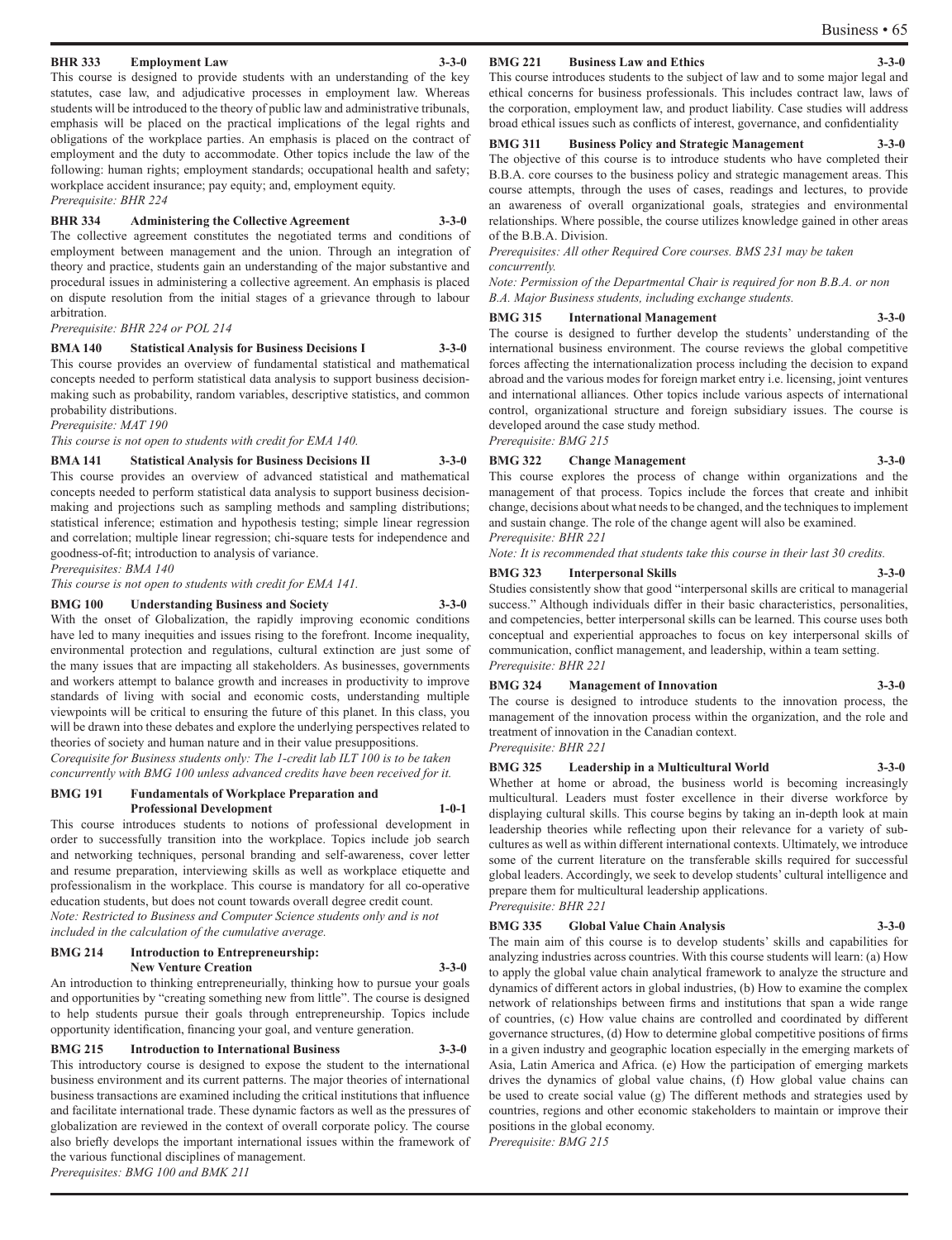**BHR 333 Employment Law 3-3-0**

This course is designed to provide students with an understanding of the key statutes, case law, and adjudicative processes in employment law. Whereas students will be introduced to the theory of public law and administrative tribunals, emphasis will be placed on the practical implications of the legal rights and obligations of the workplace parties. An emphasis is placed on the contract of employment and the duty to accommodate. Other topics include the law of the following: human rights; employment standards; occupational health and safety; workplace accident insurance; pay equity; and, employment equity.

*Prerequisite: BHR 224*

**BHR 334 Administering the Collective Agreement 3-3-0**

The collective agreement constitutes the negotiated terms and conditions of employment between management and the union. Through an integration of theory and practice, students gain an understanding of the major substantive and procedural issues in administering a collective agreement. An emphasis is placed on dispute resolution from the initial stages of a grievance through to labour arbitration.

*Prerequisite: BHR 224 or POL 214*

**BMA 140 Statistical Analysis for Business Decisions I 3-3-0**

This course provides an overview of fundamental statistical and mathematical concepts needed to perform statistical data analysis to support business decision-making such as probability, random variables, descriptive statistics, and common probability distributions.

*Prerequisite: MAT 190*

*This course is not open to students with credit for EMA 140.*

**BMA 141 Statistical Analysis for Business Decisions II 3-3-0**

This course provides an overview of advanced statistical and mathematical concepts needed to perform statistical data analysis to support business decision-making and projections such as sampling methods and sampling distributions; statistical inference; estimation and hypothesis testing; simple linear regression and correlation; multiple linear regression; chi-square tests for independence and goodness-of-fit; introduction to analysis of variance.

*Prerequisites: BMA 140*

*This course is not open to students with credit for EMA 141.*

**BMG 100 Understanding Business and Society 3-3-0**

With the onset of Globalization, the rapidly improving economic conditions have led to many inequities and issues rising to the forefront. Income inequality, environmental protection and regulations, cultural extinction are just some of the many issues that are impacting all stakeholders. As businesses, governments and workers attempt to balance growth and increases in productivity to improve standards of living with social and economic costs, understanding multiple viewpoints will be critical to ensuring the future of this planet. In this class, you will be drawn into these debates and explore the underlying perspectives related to theories of society and human nature and in their value presuppositions.

*Corequisite for Business students only: The 1-credit lab ILT 100 is to be taken concurrently with BMG 100 unless advanced credits have been received for it.*

**BMG 191 Fundamentals of Workplace Preparation and Professional Development 1-0-1**

This course introduces students to notions of professional development in order to successfully transition into the workplace. Topics include job search and networking techniques, personal branding and self-awareness, cover letter and resume preparation, interviewing skills as well as workplace etiquette and professionalism in the workplace. This course is mandatory for all co-operative education students, but does not count towards overall degree credit count.

*Note: Restricted to Business and Computer Science students only and is not included in the calculation of the cumulative average.*

**BMG 214 Introduction to Entrepreneurship: New Venture Creation 3-3-0**

An introduction to thinking entrepreneurially, thinking how to pursue your goals and opportunities by "creating something new from little". The course is designed to help students pursue their goals through entrepreneurship. Topics include opportunity identification, financing your goal, and venture generation.

**BMG 215 Introduction to International Business 3-3-0**

This introductory course is designed to expose the student to the international business environment and its current patterns. The major theories of international business transactions are examined including the critical institutions that influence and facilitate international trade. These dynamic factors as well as the pressures of globalization are reviewed in the context of overall corporate policy. The course also briefly develops the important international issues within the framework of the various functional disciplines of management.

*Prerequisites: BMG 100 and BMK 211*

**BMG 221 Business Law and Ethics 3-3-0**

This course introduces students to the subject of law and to some major legal and ethical concerns for business professionals. This includes contract law, laws of the corporation, employment law, and product liability. Case studies will address broad ethical issues such as conflicts of interest, governance, and confidentiality

**BMG 311 Business Policy and Strategic Management 3-3-0**

The objective of this course is to introduce students who have completed their B.B.A. core courses to the business policy and strategic management areas. This course attempts, through the uses of cases, readings and lectures, to provide an awareness of overall organizational goals, strategies and environmental relationships. Where possible, the course utilizes knowledge gained in other areas of the B.B.A. Division.

*Prerequisites: All other Required Core courses. BMS 231 may be taken concurrently.*

*Note: Permission of the Departmental Chair is required for non B.B.A. or non B.A. Major Business students, including exchange students.*

**BMG 315 International Management 3-3-0**

The course is designed to further develop the students' understanding of the international business environment. The course reviews the global competitive forces affecting the internationalization process including the decision to expand abroad and the various modes for foreign market entry i.e. licensing, joint ventures and international alliances. Other topics include various aspects of international control, organizational structure and foreign subsidiary issues. The course is developed around the case study method.

*Prerequisite: BMG 215*

**BMG 322 Change Management 3-3-0**

This course explores the process of change within organizations and the management of that process. Topics include the forces that create and inhibit change, decisions about what needs to be changed, and the techniques to implement and sustain change. The role of the change agent will also be examined.

*Prerequisite: BHR 221*

*Note: It is recommended that students take this course in their last 30 credits.*

**BMG 323 Interpersonal Skills 3-3-0**

Studies consistently show that good "interpersonal skills are critical to managerial success." Although individuals differ in their basic characteristics, personalities, and competencies, better interpersonal skills can be learned. This course uses both conceptual and experiential approaches to focus on key interpersonal skills of communication, conflict management, and leadership, within a team setting.

*Prerequisite: BHR 221*

**BMG 324 Management of Innovation 3-3-0**

The course is designed to introduce students to the innovation process, the management of the innovation process within the organization, and the role and treatment of innovation in the Canadian context.

*Prerequisite: BHR 221*

**BMG 325 Leadership in a Multicultural World 3-3-0**

Whether at home or abroad, the business world is becoming increasingly multicultural. Leaders must foster excellence in their diverse workforce by displaying cultural skills. This course begins by taking an in-depth look at main leadership theories while reflecting upon their relevance for a variety of sub-cultures as well as within different international contexts. Ultimately, we introduce some of the current literature on the transferable skills required for successful global leaders. Accordingly, we seek to develop students' cultural intelligence and prepare them for multicultural leadership applications.

*Prerequisite: BHR 221*

**BMG 335 Global Value Chain Analysis 3-3-0**

The main aim of this course is to develop students' skills and capabilities for analyzing industries across countries. With this course students will learn: (a) How to apply the global value chain analytical framework to analyze the structure and dynamics of different actors in global industries, (b) How to examine the complex network of relationships between firms and institutions that span a wide range of countries, (c) How value chains are controlled and coordinated by different governance structures, (d) How to determine global competitive positions of firms in a given industry and geographic location especially in the emerging markets of Asia, Latin America and Africa. (e) How the participation of emerging markets drives the dynamics of global value chains, (f) How global value chains can be used to create social value (g) The different methods and strategies used by countries, regions and other economic stakeholders to maintain or improve their positions in the global economy.

*Prerequisite: BMG 215*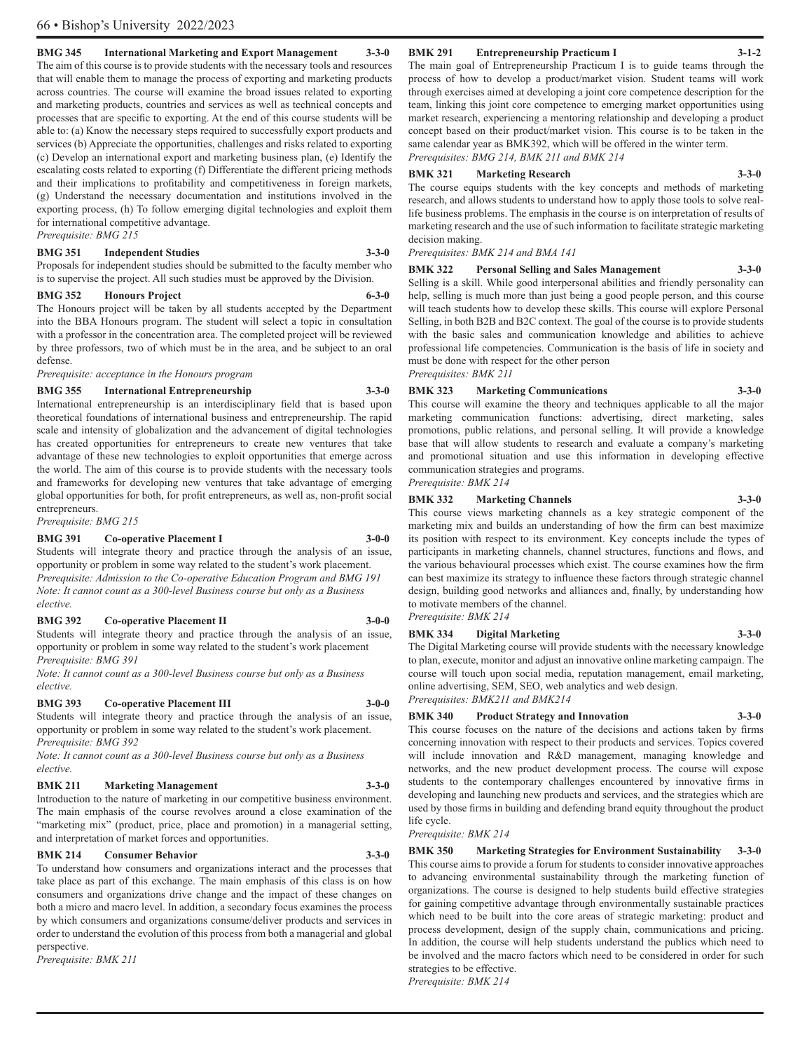**BMG 345 International Marketing and Export Management 3-3-0**

The aim of this course is to provide students with the necessary tools and resources that will enable them to manage the process of exporting and marketing products across countries. The course will examine the broad issues related to exporting and marketing products, countries and services as well as technical concepts and processes that are specific to exporting. At the end of this course students will be able to: (a) Know the necessary steps required to successfully export products and services (b) Appreciate the opportunities, challenges and risks related to exporting (c) Develop an international export and marketing business plan, (e) Identify the escalating costs related to exporting (f) Differentiate the different pricing methods and their implications to profitability and competitiveness in foreign markets, (g) Understand the necessary documentation and institutions involved in the exporting process, (h) To follow emerging digital technologies and exploit them for international competitive advantage.

*Prerequisite: BMG 215*

**BMG 351 Independent Studies 3-3-0**

Proposals for independent studies should be submitted to the faculty member who is to supervise the project. All such studies must be approved by the Division.

**BMG 352 Honours Project 6-3-0**

The Honours project will be taken by all students accepted by the Department into the BBA Honours program. The student will select a topic in consultation with a professor in the concentration area. The completed project will be reviewed by three professors, two of which must be in the area, and be subject to an oral defense.

*Prerequisite: acceptance in the Honours program*

**BMG 355 International Entrepreneurship 3-3-0**

International entrepreneurship is an interdisciplinary field that is based upon theoretical foundations of international business and entrepreneurship. The rapid scale and intensity of globalization and the advancement of digital technologies has created opportunities for entrepreneurs to create new ventures that take advantage of these new technologies to exploit opportunities that emerge across the world. The aim of this course is to provide students with the necessary tools and frameworks for developing new ventures that take advantage of emerging global opportunities for both, for profit entrepreneurs, as well as, non-profit social entrepreneurs.

*Prerequisite: BMG 215*

**BMG 391 Co-operative Placement I 3-0-0**

Students will integrate theory and practice through the analysis of an issue, opportunity or problem in some way related to the student's work placement.

*Prerequisite: Admission to the Co-operative Education Program and BMG 191*

*Note: It cannot count as a 300-level Business course but only as a Business elective.*

**BMG 392 Co-operative Placement II 3-0-0**

Students will integrate theory and practice through the analysis of an issue, opportunity or problem in some way related to the student's work placement

*Prerequisite: BMG 391*

*Note: It cannot count as a 300-level Business course but only as a Business elective.*

**BMG 393 Co-operative Placement III 3-0-0**

Students will integrate theory and practice through the analysis of an issue, opportunity or problem in some way related to the student's work placement.

*Prerequisite: BMG 392*

*Note: It cannot count as a 300-level Business course but only as a Business elective.*

**BMK 211 Marketing Management 3-3-0**

Introduction to the nature of marketing in our competitive business environment. The main emphasis of the course revolves around a close examination of the "marketing mix" (product, price, place and promotion) in a managerial setting, and interpretation of market forces and opportunities.

**BMK 214 Consumer Behavior 3-3-0**

To understand how consumers and organizations interact and the processes that take place as part of this exchange. The main emphasis of this class is on how consumers and organizations drive change and the impact of these changes on both a micro and macro level. In addition, a secondary focus examines the process by which consumers and organizations consume/deliver products and services in order to understand the evolution of this process from both a managerial and global perspective.

*Prerequisite: BMK 211*

**BMK 291 Entrepreneurship Practicum I 3-1-2**

The main goal of Entrepreneurship Practicum I is to guide teams through the process of how to develop a product/market vision. Student teams will work through exercises aimed at developing a joint core competence description for the team, linking this joint core competence to emerging market opportunities using market research, experiencing a mentoring relationship and developing a product concept based on their product/market vision. This course is to be taken in the same calendar year as BMK392, which will be offered in the winter term.

*Prerequisites: BMG 214, BMK 211 and BMK 214*

**BMK 321 Marketing Research 3-3-0**

The course equips students with the key concepts and methods of marketing research, and allows students to understand how to apply those tools to solve real-life business problems. The emphasis in the course is on interpretation of results of marketing research and the use of such information to facilitate strategic marketing decision making.

*Prerequisites: BMK 214 and BMA 141*

**BMK 322 Personal Selling and Sales Management 3-3-0**

Selling is a skill. While good interpersonal abilities and friendly personality can help, selling is much more than just being a good people person, and this course will teach students how to develop these skills. This course will explore Personal Selling, in both B2B and B2C context. The goal of the course is to provide students with the basic sales and communication knowledge and abilities to achieve professional life competencies. Communication is the basis of life in society and must be done with respect for the other person

*Prerequisites: BMK 211*

**BMK 323 Marketing Communications 3-3-0**

This course will examine the theory and techniques applicable to all the major marketing communication functions: advertising, direct marketing, sales promotions, public relations, and personal selling. It will provide a knowledge base that will allow students to research and evaluate a company's marketing and promotional situation and use this information in developing effective communication strategies and programs.

*Prerequisite: BMK 214*

**BMK 332 Marketing Channels 3-3-0**

This course views marketing channels as a key strategic component of the marketing mix and builds an understanding of how the firm can best maximize its position with respect to its environment. Key concepts include the types of participants in marketing channels, channel structures, functions and flows, and the various behavioural processes which exist. The course examines how the firm can best maximize its strategy to influence these factors through strategic channel design, building good networks and alliances and, finally, by understanding how to motivate members of the channel.

*Prerequisite: BMK 214*

**BMK 334 Digital Marketing 3-3-0**

The Digital Marketing course will provide students with the necessary knowledge to plan, execute, monitor and adjust an innovative online marketing campaign. The course will touch upon social media, reputation management, email marketing, online advertising, SEM, SEO, web analytics and web design.

*Prerequisites: BMK211 and BMK214*

**BMK 340 Product Strategy and Innovation 3-3-0**

This course focuses on the nature of the decisions and actions taken by firms concerning innovation with respect to their products and services. Topics covered will include innovation and R&D management, managing knowledge and networks, and the new product development process. The course will expose students to the contemporary challenges encountered by innovative firms in developing and launching new products and services, and the strategies which are used by those firms in building and defending brand equity throughout the product life cycle.

*Prerequisite: BMK 214*

**BMK 350 Marketing Strategies for Environment Sustainability 3-3-0**

This course aims to provide a forum for students to consider innovative approaches to advancing environmental sustainability through the marketing function of organizations. The course is designed to help students build effective strategies for gaining competitive advantage through environmentally sustainable practices which need to be built into the core areas of strategic marketing: product and process development, design of the supply chain, communications and pricing. In addition, the course will help students understand the publics which need to be involved and the macro factors which need to be considered in order for such strategies to be effective.

*Prerequisite: BMK 214*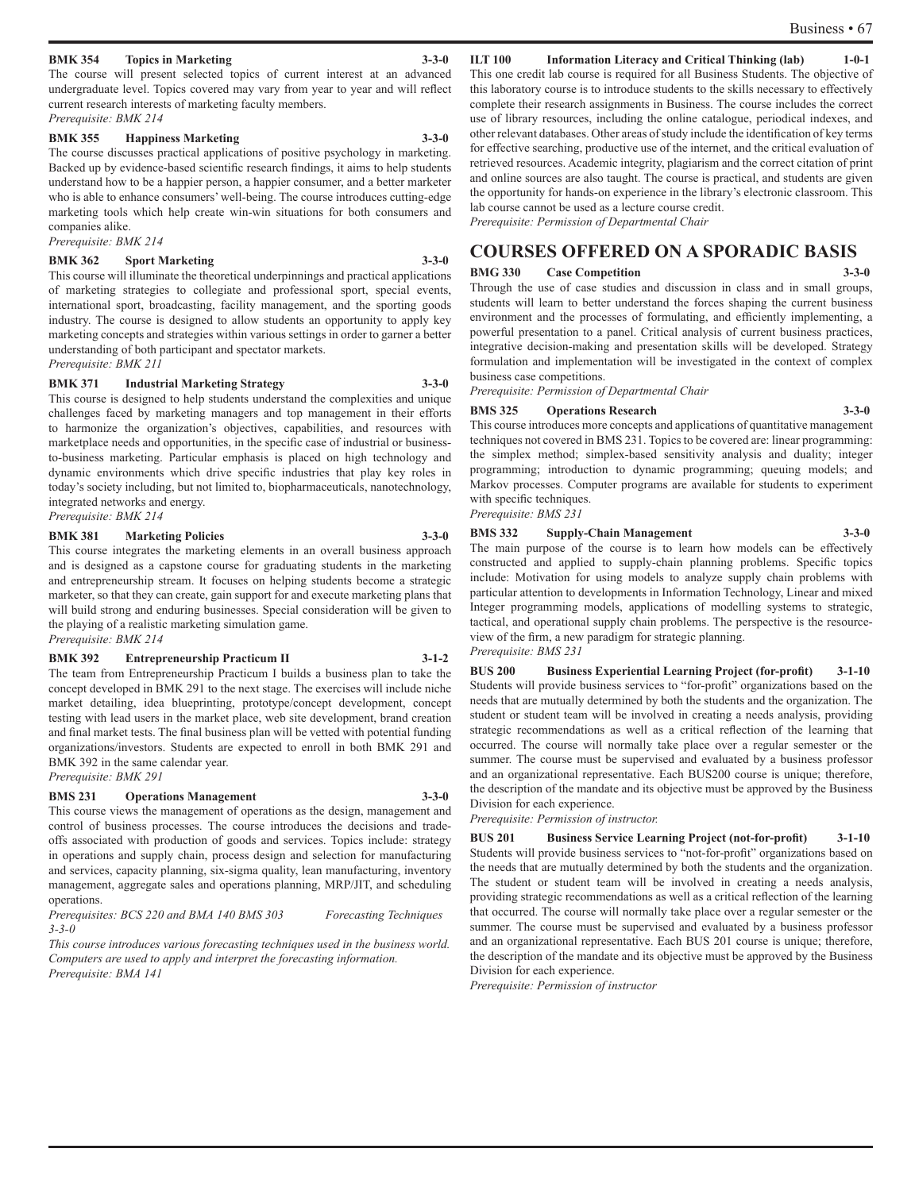**BMK 354 Topics in Marketing 3-3-0**

The course will present selected topics of current interest at an advanced undergraduate level. Topics covered may vary from year to year and will reflect current research interests of marketing faculty members.

*Prerequisite: BMK 214*

**BMK 355 Happiness Marketing 3-3-0**

The course discusses practical applications of positive psychology in marketing. Backed up by evidence-based scientific research findings, it aims to help students understand how to be a happier person, a happier consumer, and a better marketer who is able to enhance consumers' well-being. The course introduces cutting-edge marketing tools which help create win-win situations for both consumers and companies alike.

*Prerequisite: BMK 214*

**BMK 362 Sport Marketing 3-3-0**

This course will illuminate the theoretical underpinnings and practical applications of marketing strategies to collegiate and professional sport, special events, international sport, broadcasting, facility management, and the sporting goods industry. The course is designed to allow students an opportunity to apply key marketing concepts and strategies within various settings in order to garner a better understanding of both participant and spectator markets.

*Prerequisite: BMK 211*

**BMK 371 Industrial Marketing Strategy 3-3-0**

This course is designed to help students understand the complexities and unique challenges faced by marketing managers and top management in their efforts to harmonize the organization's objectives, capabilities, and resources with marketplace needs and opportunities, in the specific case of industrial or business-to-business marketing. Particular emphasis is placed on high technology and dynamic environments which drive specific industries that play key roles in today's society including, but not limited to, biopharmaceuticals, nanotechnology, integrated networks and energy.

*Prerequisite: BMK 214*

**BMK 381 Marketing Policies 3-3-0**

This course integrates the marketing elements in an overall business approach and is designed as a capstone course for graduating students in the marketing and entrepreneurship stream. It focuses on helping students become a strategic marketer, so that they can create, gain support for and execute marketing plans that will build strong and enduring businesses. Special consideration will be given to the playing of a realistic marketing simulation game.

*Prerequisite: BMK 214*

**BMK 392 Entrepreneurship Practicum II 3-1-2**

The team from Entrepreneurship Practicum I builds a business plan to take the concept developed in BMK 291 to the next stage. The exercises will include niche market detailing, idea blueprinting, prototype/concept development, concept testing with lead users in the market place, web site development, brand creation and final market tests. The final business plan will be vetted with potential funding organizations/investors. Students are expected to enroll in both BMK 291 and BMK 392 in the same calendar year.

*Prerequisite: BMK 291*

**BMS 231 Operations Management 3-3-0**

This course views the management of operations as the design, management and control of business processes. The course introduces the decisions and trade-offs associated with production of goods and services. Topics include: strategy in operations and supply chain, process design and selection for manufacturing and services, capacity planning, six-sigma quality, lean manufacturing, inventory management, aggregate sales and operations planning, MRP/JIT, and scheduling operations.

*Prerequisites: BCS 220 and BMA 140 BMS 303 Forecasting Techniques 3-3-0*

*This course introduces various forecasting techniques used in the business world. Computers are used to apply and interpret the forecasting information.*

*Prerequisite: BMA 141*

**ILT 100 Information Literacy and Critical Thinking (lab) 1-0-1**

This one credit lab course is required for all Business Students. The objective of this laboratory course is to introduce students to the skills necessary to effectively complete their research assignments in Business. The course includes the correct use of library resources, including the online catalogue, periodical indexes, and other relevant databases. Other areas of study include the identification of key terms for effective searching, productive use of the internet, and the critical evaluation of retrieved resources. Academic integrity, plagiarism and the correct citation of print and online sources are also taught. The course is practical, and students are given the opportunity for hands-on experience in the library's electronic classroom. This lab course cannot be used as a lecture course credit.

*Prerequisite: Permission of Departmental Chair*

## COURSES OFFERED ON A SPORADIC BASIS

**BMG 330 Case Competition 3-3-0**

Through the use of case studies and discussion in class and in small groups, students will learn to better understand the forces shaping the current business environment and the processes of formulating, and efficiently implementing, a powerful presentation to a panel. Critical analysis of current business practices, integrative decision-making and presentation skills will be developed. Strategy formulation and implementation will be investigated in the context of complex business case competitions.

*Prerequisite: Permission of Departmental Chair*

**BMS 325 Operations Research 3-3-0**

This course introduces more concepts and applications of quantitative management techniques not covered in BMS 231. Topics to be covered are: linear programming: the simplex method; simplex-based sensitivity analysis and duality; integer programming; introduction to dynamic programming; queuing models; and Markov processes. Computer programs are available for students to experiment with specific techniques.

*Prerequisite: BMS 231*

**BMS 332 Supply-Chain Management 3-3-0**

The main purpose of the course is to learn how models can be effectively constructed and applied to supply-chain planning problems. Specific topics include: Motivation for using models to analyze supply chain problems with particular attention to developments in Information Technology, Linear and mixed Integer programming models, applications of modelling systems to strategic, tactical, and operational supply chain problems. The perspective is the resource-view of the firm, a new paradigm for strategic planning.

*Prerequisite: BMS 231*

**BUS 200 Business Experiential Learning Project (for-profit) 3-1-10**

Students will provide business services to "for-profit" organizations based on the needs that are mutually determined by both the students and the organization. The student or student team will be involved in creating a needs analysis, providing strategic recommendations as well as a critical reflection of the learning that occurred. The course will normally take place over a regular semester or the summer. The course must be supervised and evaluated by a business professor and an organizational representative. Each BUS200 course is unique; therefore, the description of the mandate and its objective must be approved by the Business Division for each experience.

*Prerequisite: Permission of instructor.*

**BUS 201 Business Service Learning Project (not-for-profit) 3-1-10**

Students will provide business services to "not-for-profit" organizations based on the needs that are mutually determined by both the students and the organization. The student or student team will be involved in creating a needs analysis, providing strategic recommendations as well as a critical reflection of the learning that occurred. The course will normally take place over a regular semester or the summer. The course must be supervised and evaluated by a business professor and an organizational representative. Each BUS 201 course is unique; therefore, the description of the mandate and its objective must be approved by the Business Division for each experience.

*Prerequisite: Permission of instructor*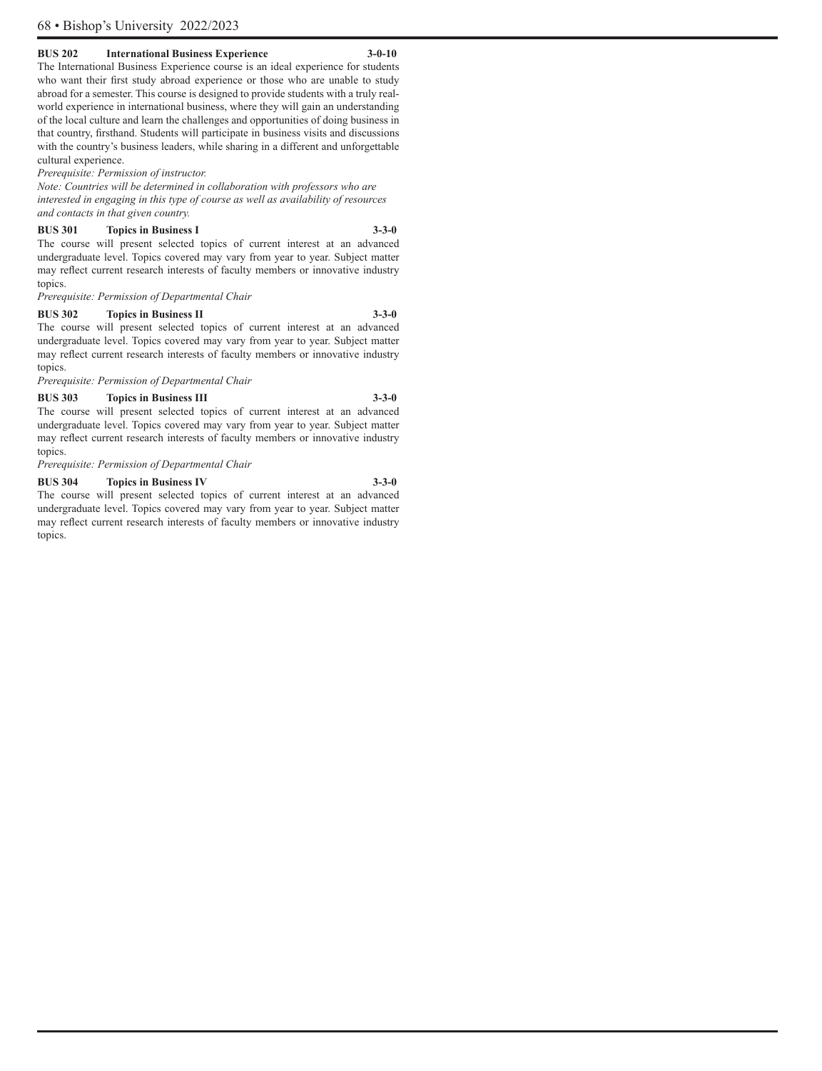**BUS 202 International Business Experience 3-0-10**

The International Business Experience course is an ideal experience for students who want their first study abroad experience or those who are unable to study abroad for a semester. This course is designed to provide students with a truly real-world experience in international business, where they will gain an understanding of the local culture and learn the challenges and opportunities of doing business in that country, firsthand. Students will participate in business visits and discussions with the country's business leaders, while sharing in a different and unforgettable cultural experience.

*Prerequisite: Permission of instructor.*

*Note: Countries will be determined in collaboration with professors who are interested in engaging in this type of course as well as availability of resources and contacts in that given country.*

**BUS 301 Topics in Business I 3-3-0**

The course will present selected topics of current interest at an advanced undergraduate level. Topics covered may vary from year to year. Subject matter may reflect current research interests of faculty members or innovative industry topics.

*Prerequisite: Permission of Departmental Chair*

**BUS 302 Topics in Business II 3-3-0**

The course will present selected topics of current interest at an advanced undergraduate level. Topics covered may vary from year to year. Subject matter may reflect current research interests of faculty members or innovative industry topics.

*Prerequisite: Permission of Departmental Chair*

**BUS 303 Topics in Business III 3-3-0**

The course will present selected topics of current interest at an advanced undergraduate level. Topics covered may vary from year to year. Subject matter may reflect current research interests of faculty members or innovative industry topics.

*Prerequisite: Permission of Departmental Chair*

**BUS 304 Topics in Business IV 3-3-0**

The course will present selected topics of current interest at an advanced undergraduate level. Topics covered may vary from year to year. Subject matter may reflect current research interests of faculty members or innovative industry topics.